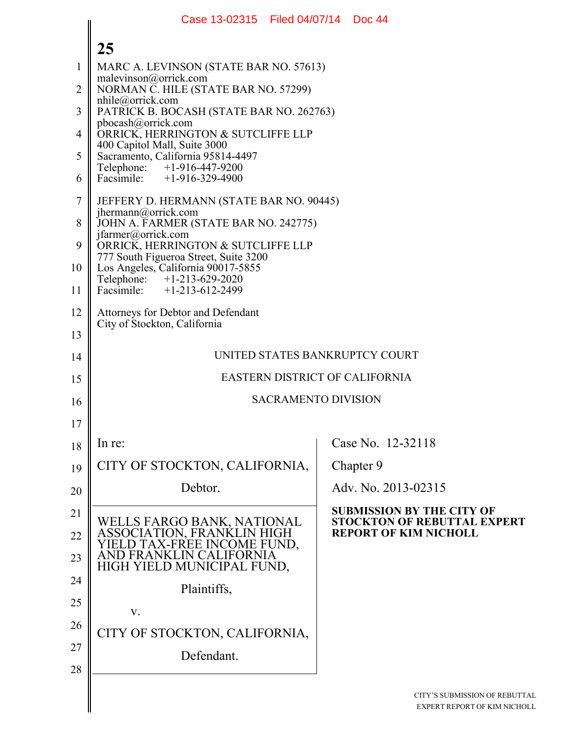MARC A. LEVINSON (STATE BAR NO. 57613)
malevinson@orrick.com
NORMAN C. HILE (STATE BAR NO. 57299)
nhile@orrick.com
PATRICK B. BOCASH (STATE BAR NO. 262763)
pbocash@orrick.com
ORRICK, HERRINGTON & SUTCLIFFE LLP
400 Capitol Mall, Suite 3000
Sacramento, California 95814-4497
Telephone: +1-916-447-9200
Facsimile: +1-916-329-4900

JEFFERY D. HERMANN (STATE BAR NO. 90445)
jhermann@orrick.com
JOHN A. FARMER (STATE BAR NO. 242775)
jfarmer@orrick.com
ORRICK, HERRINGTON & SUTCLIFFE LLP
777 South Figueroa Street, Suite 3200
Los Angeles, California 90017-5855
Telephone: +1-213-629-2020
Facsimile: +1-213-612-2499

Attorneys for Debtor and Defendant
City of Stockton, California

UNITED STATES BANKRUPTCY COURT

EASTERN DISTRICT OF CALIFORNIA

SACRAMENTO DIVISION

| | |
|---|---|
| In re:<br><br>CITY OF STOCKTON, CALIFORNIA,<br><br>Debtor. | Case No. 12-32118<br><br>Chapter 9<br><br>Adv. No. 2013-02315 |
| WELLS FARGO BANK, NATIONAL ASSOCIATION, FRANKLIN HIGH YIELD TAX-FREE INCOME FUND, AND FRANKLIN CALIFORNIA HIGH YIELD MUNICIPAL FUND,<br><br>Plaintiffs,<br><br>v.<br><br>CITY OF STOCKTON, CALIFORNIA,<br><br>Defendant. | **SUBMISSION BY THE CITY OF STOCKTON OF REBUTTAL EXPERT REPORT OF KIM NICHOLL** |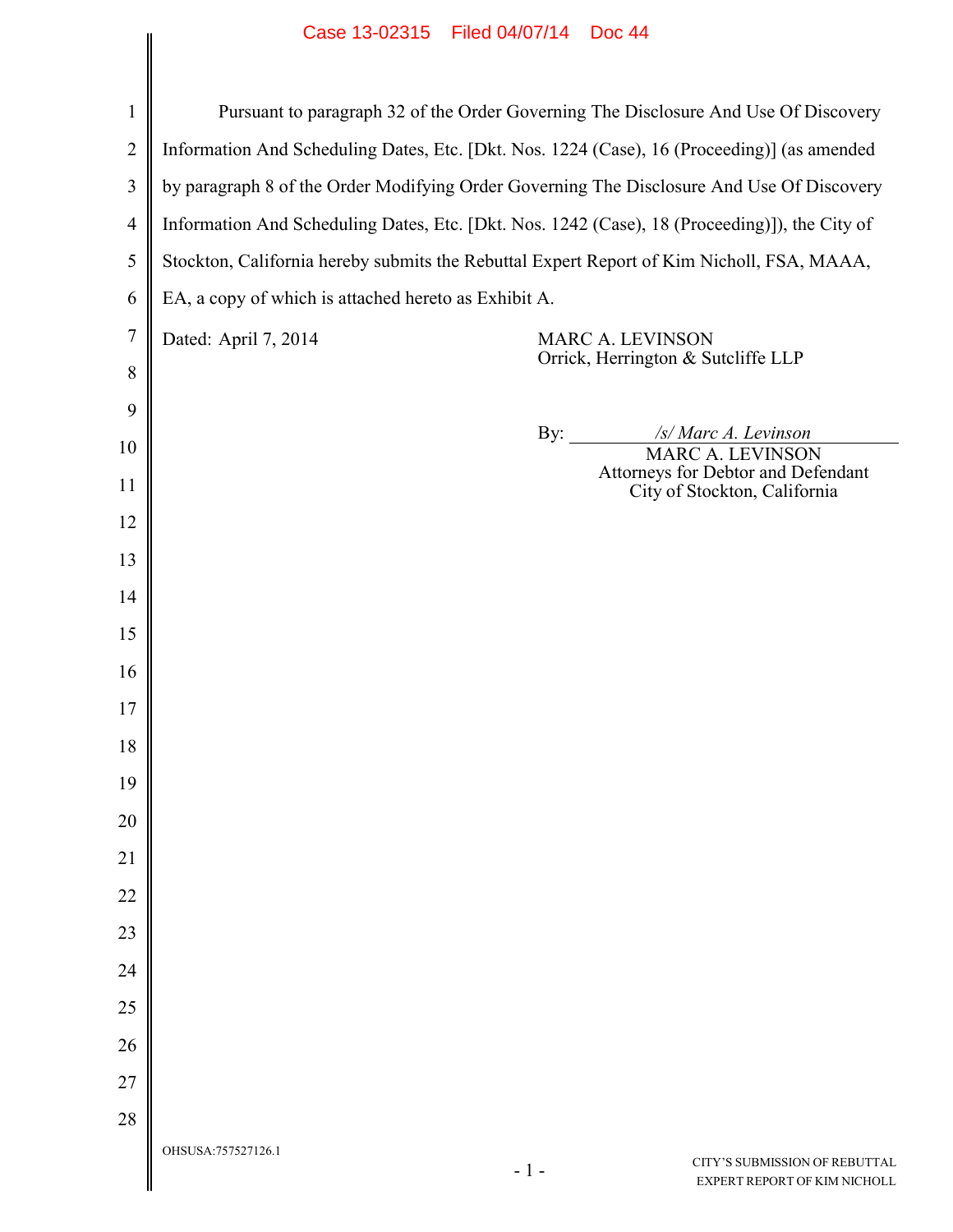Pursuant to paragraph 32 of the Order Governing The Disclosure And Use Of Discovery Information And Scheduling Dates, Etc. [Dkt. Nos. 1224 (Case), 16 (Proceeding)] (as amended by paragraph 8 of the Order Modifying Order Governing The Disclosure And Use Of Discovery Information And Scheduling Dates, Etc. [Dkt. Nos. 1242 (Case), 18 (Proceeding)]), the City of Stockton, California hereby submits the Rebuttal Expert Report of Kim Nicholl, FSA, MAAA, EA, a copy of which is attached hereto as Exhibit A.

Dated: April 7, 2014

MARC A. LEVINSON
Orrick, Herrington & Sutcliffe LLP

By: */s/ Marc A. Levinson*
MARC A. LEVINSON
Attorneys for Debtor and Defendant
City of Stockton, California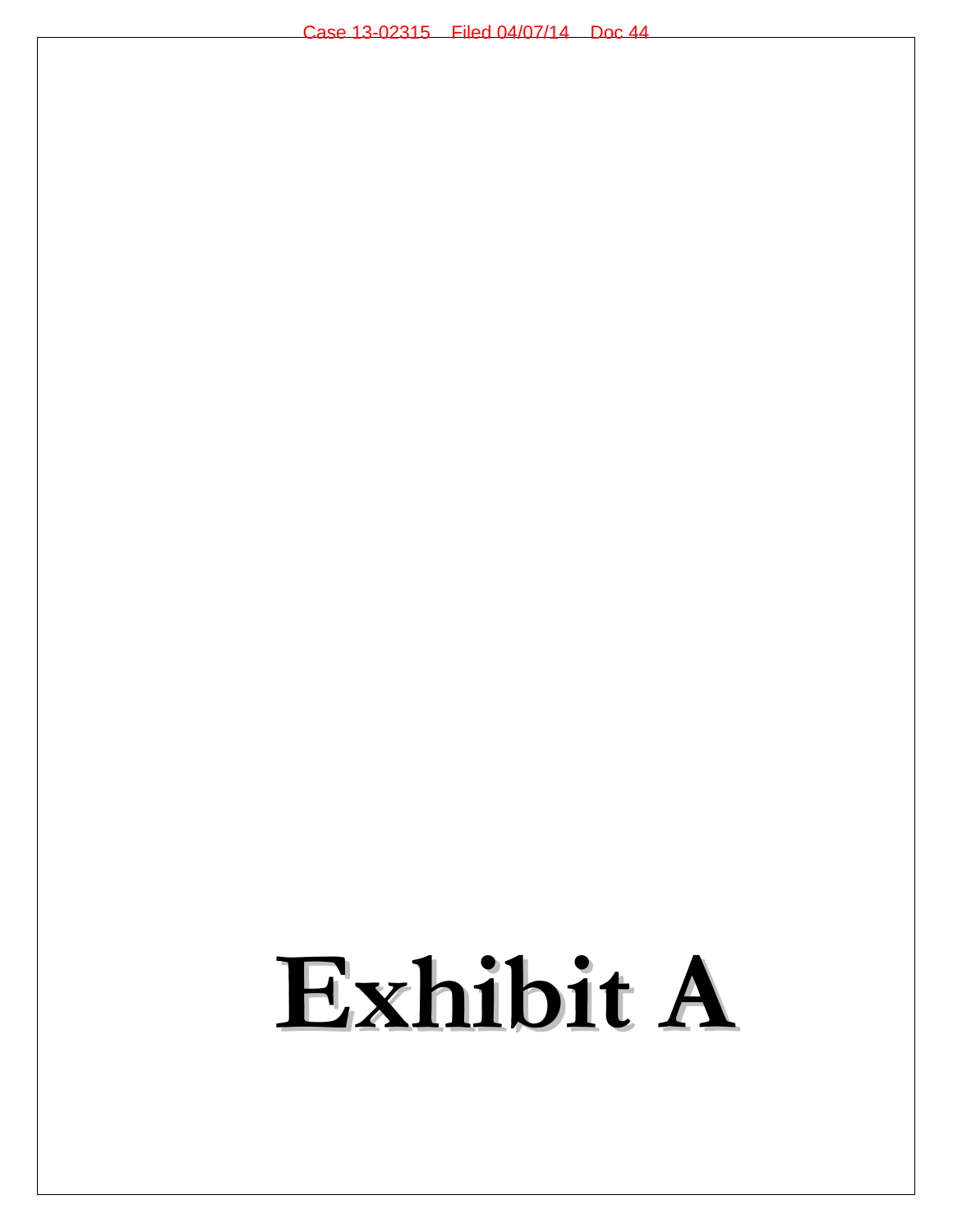# Exhibit A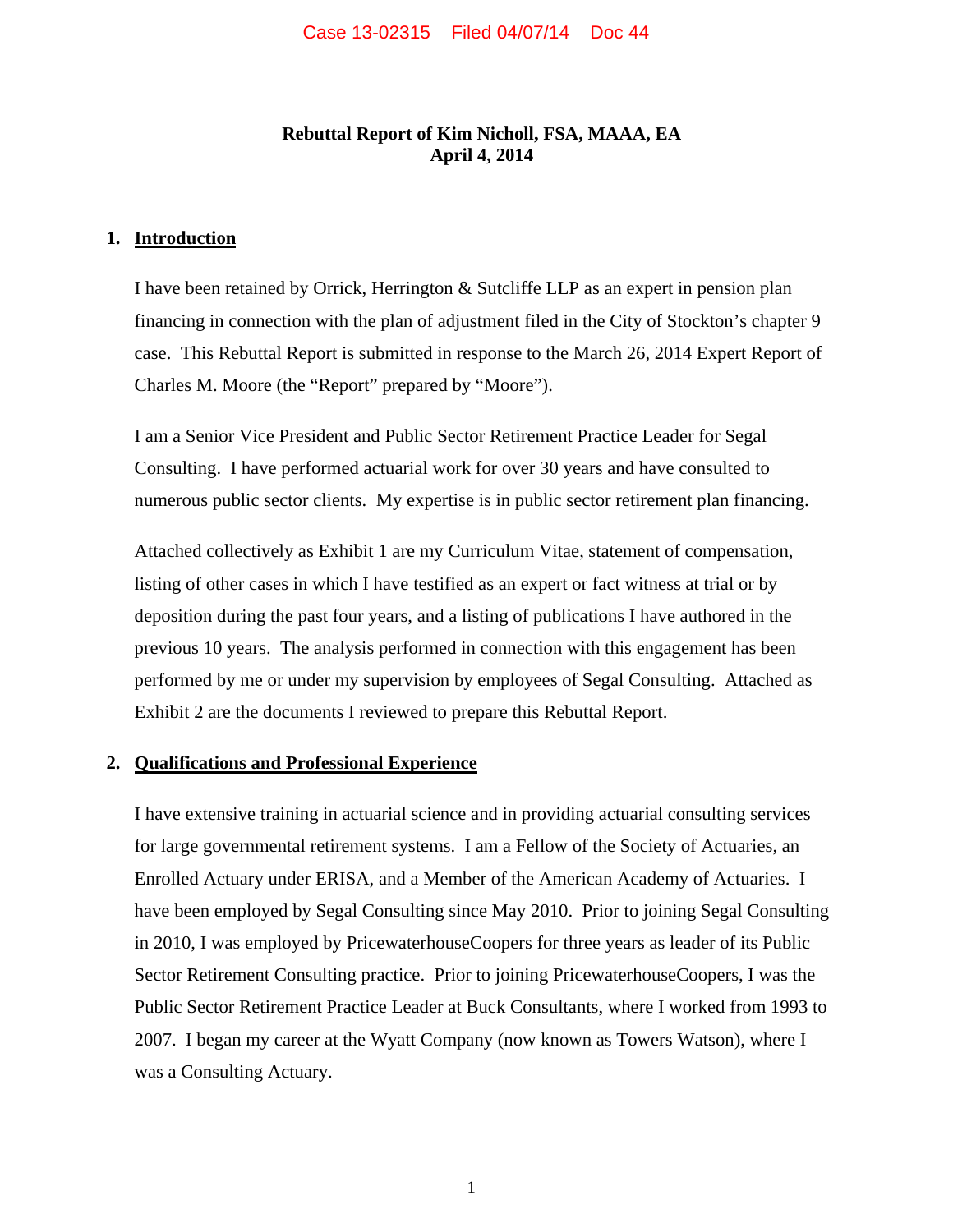**Rebuttal Report of Kim Nicholl, FSA, MAAA, EA**
**April 4, 2014**

## 1. Introduction

I have been retained by Orrick, Herrington & Sutcliffe LLP as an expert in pension plan financing in connection with the plan of adjustment filed in the City of Stockton's chapter 9 case. This Rebuttal Report is submitted in response to the March 26, 2014 Expert Report of Charles M. Moore (the "Report" prepared by "Moore").

I am a Senior Vice President and Public Sector Retirement Practice Leader for Segal Consulting. I have performed actuarial work for over 30 years and have consulted to numerous public sector clients. My expertise is in public sector retirement plan financing.

Attached collectively as Exhibit 1 are my Curriculum Vitae, statement of compensation, listing of other cases in which I have testified as an expert or fact witness at trial or by deposition during the past four years, and a listing of publications I have authored in the previous 10 years. The analysis performed in connection with this engagement has been performed by me or under my supervision by employees of Segal Consulting. Attached as Exhibit 2 are the documents I reviewed to prepare this Rebuttal Report.

## 2. Qualifications and Professional Experience

I have extensive training in actuarial science and in providing actuarial consulting services for large governmental retirement systems. I am a Fellow of the Society of Actuaries, an Enrolled Actuary under ERISA, and a Member of the American Academy of Actuaries. I have been employed by Segal Consulting since May 2010. Prior to joining Segal Consulting in 2010, I was employed by PricewaterhouseCoopers for three years as leader of its Public Sector Retirement Consulting practice. Prior to joining PricewaterhouseCoopers, I was the Public Sector Retirement Practice Leader at Buck Consultants, where I worked from 1993 to 2007. I began my career at the Wyatt Company (now known as Towers Watson), where I was a Consulting Actuary.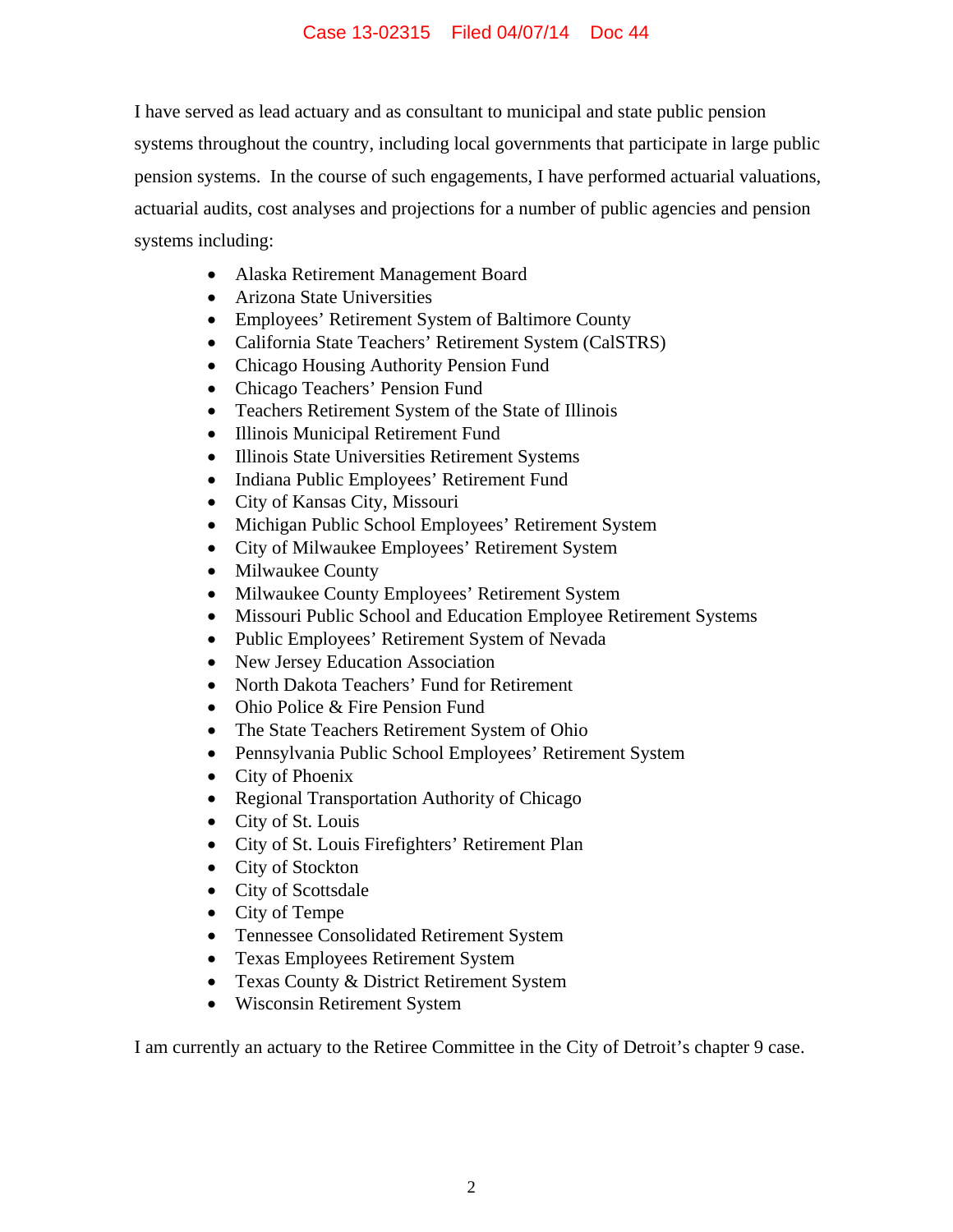I have served as lead actuary and as consultant to municipal and state public pension systems throughout the country, including local governments that participate in large public pension systems. In the course of such engagements, I have performed actuarial valuations, actuarial audits, cost analyses and projections for a number of public agencies and pension systems including:

- Alaska Retirement Management Board
- Arizona State Universities
- Employees' Retirement System of Baltimore County
- California State Teachers' Retirement System (CalSTRS)
- Chicago Housing Authority Pension Fund
- Chicago Teachers' Pension Fund
- Teachers Retirement System of the State of Illinois
- Illinois Municipal Retirement Fund
- Illinois State Universities Retirement Systems
- Indiana Public Employees' Retirement Fund
- City of Kansas City, Missouri
- Michigan Public School Employees' Retirement System
- City of Milwaukee Employees' Retirement System
- Milwaukee County
- Milwaukee County Employees' Retirement System
- Missouri Public School and Education Employee Retirement Systems
- Public Employees' Retirement System of Nevada
- New Jersey Education Association
- North Dakota Teachers' Fund for Retirement
- Ohio Police & Fire Pension Fund
- The State Teachers Retirement System of Ohio
- Pennsylvania Public School Employees' Retirement System
- City of Phoenix
- Regional Transportation Authority of Chicago
- City of St. Louis
- City of St. Louis Firefighters' Retirement Plan
- City of Stockton
- City of Scottsdale
- City of Tempe
- Tennessee Consolidated Retirement System
- Texas Employees Retirement System
- Texas County & District Retirement System
- Wisconsin Retirement System

I am currently an actuary to the Retiree Committee in the City of Detroit's chapter 9 case.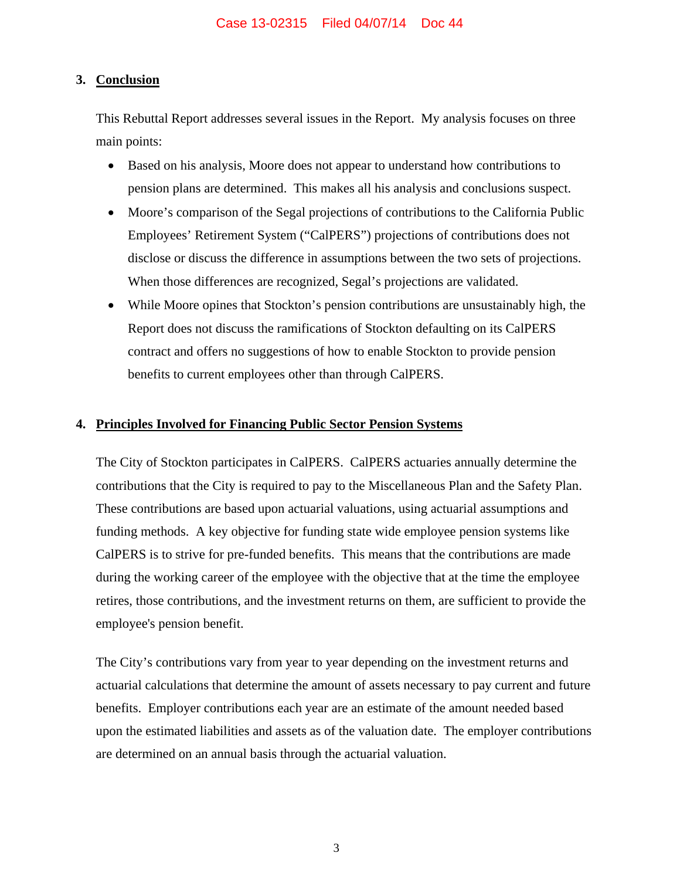## 3. Conclusion

This Rebuttal Report addresses several issues in the Report. My analysis focuses on three main points:

- Based on his analysis, Moore does not appear to understand how contributions to pension plans are determined. This makes all his analysis and conclusions suspect.
- Moore's comparison of the Segal projections of contributions to the California Public Employees' Retirement System ("CalPERS") projections of contributions does not disclose or discuss the difference in assumptions between the two sets of projections. When those differences are recognized, Segal's projections are validated.
- While Moore opines that Stockton's pension contributions are unsustainably high, the Report does not discuss the ramifications of Stockton defaulting on its CalPERS contract and offers no suggestions of how to enable Stockton to provide pension benefits to current employees other than through CalPERS.

## 4. Principles Involved for Financing Public Sector Pension Systems

The City of Stockton participates in CalPERS. CalPERS actuaries annually determine the contributions that the City is required to pay to the Miscellaneous Plan and the Safety Plan. These contributions are based upon actuarial valuations, using actuarial assumptions and funding methods. A key objective for funding state wide employee pension systems like CalPERS is to strive for pre-funded benefits. This means that the contributions are made during the working career of the employee with the objective that at the time the employee retires, those contributions, and the investment returns on them, are sufficient to provide the employee's pension benefit.

The City's contributions vary from year to year depending on the investment returns and actuarial calculations that determine the amount of assets necessary to pay current and future benefits. Employer contributions each year are an estimate of the amount needed based upon the estimated liabilities and assets as of the valuation date. The employer contributions are determined on an annual basis through the actuarial valuation.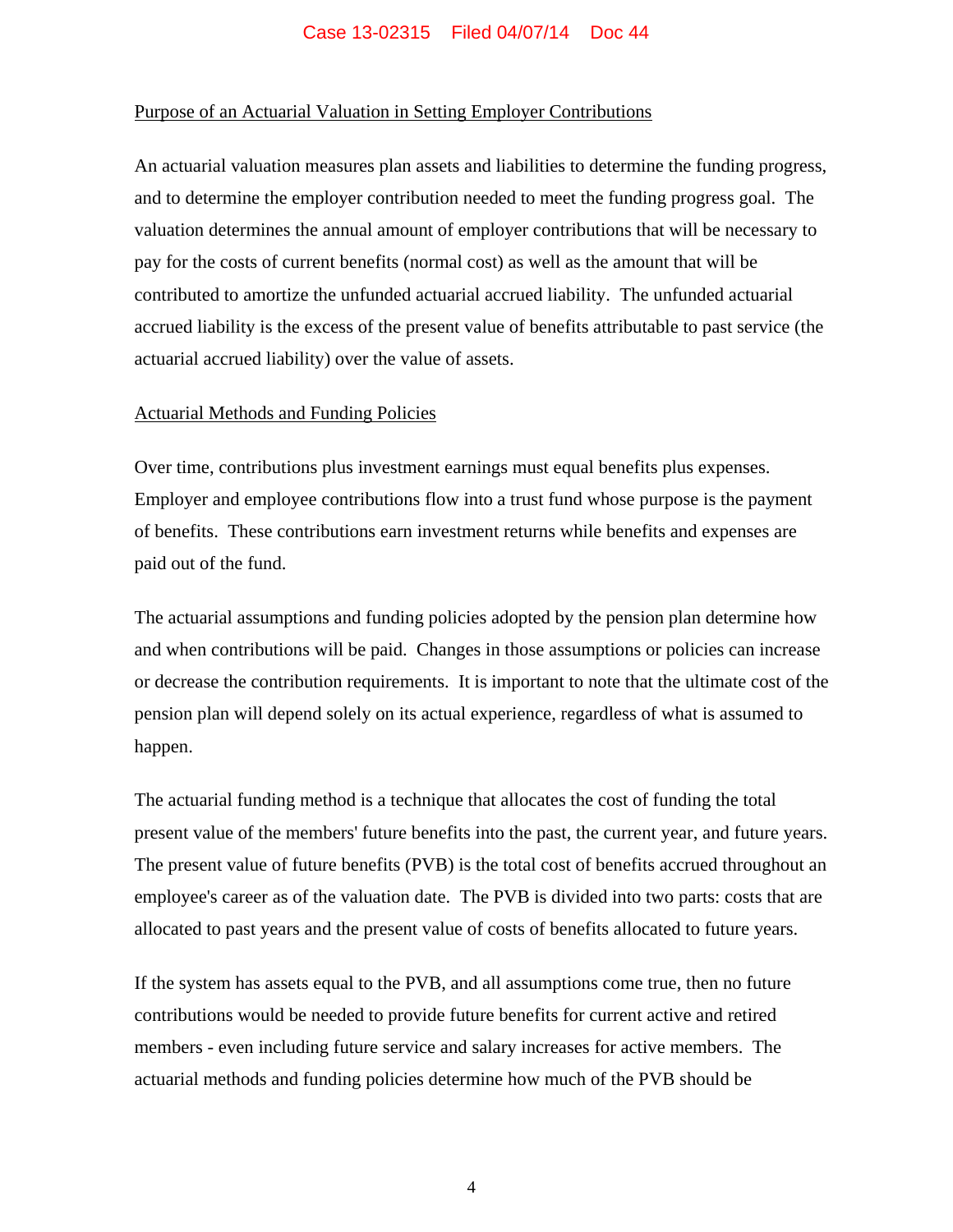Purpose of an Actuarial Valuation in Setting Employer Contributions

An actuarial valuation measures plan assets and liabilities to determine the funding progress, and to determine the employer contribution needed to meet the funding progress goal. The valuation determines the annual amount of employer contributions that will be necessary to pay for the costs of current benefits (normal cost) as well as the amount that will be contributed to amortize the unfunded actuarial accrued liability. The unfunded actuarial accrued liability is the excess of the present value of benefits attributable to past service (the actuarial accrued liability) over the value of assets.

Actuarial Methods and Funding Policies

Over time, contributions plus investment earnings must equal benefits plus expenses. Employer and employee contributions flow into a trust fund whose purpose is the payment of benefits. These contributions earn investment returns while benefits and expenses are paid out of the fund.

The actuarial assumptions and funding policies adopted by the pension plan determine how and when contributions will be paid. Changes in those assumptions or policies can increase or decrease the contribution requirements. It is important to note that the ultimate cost of the pension plan will depend solely on its actual experience, regardless of what is assumed to happen.

The actuarial funding method is a technique that allocates the cost of funding the total present value of the members' future benefits into the past, the current year, and future years. The present value of future benefits (PVB) is the total cost of benefits accrued throughout an employee's career as of the valuation date. The PVB is divided into two parts: costs that are allocated to past years and the present value of costs of benefits allocated to future years.

If the system has assets equal to the PVB, and all assumptions come true, then no future contributions would be needed to provide future benefits for current active and retired members - even including future service and salary increases for active members. The actuarial methods and funding policies determine how much of the PVB should be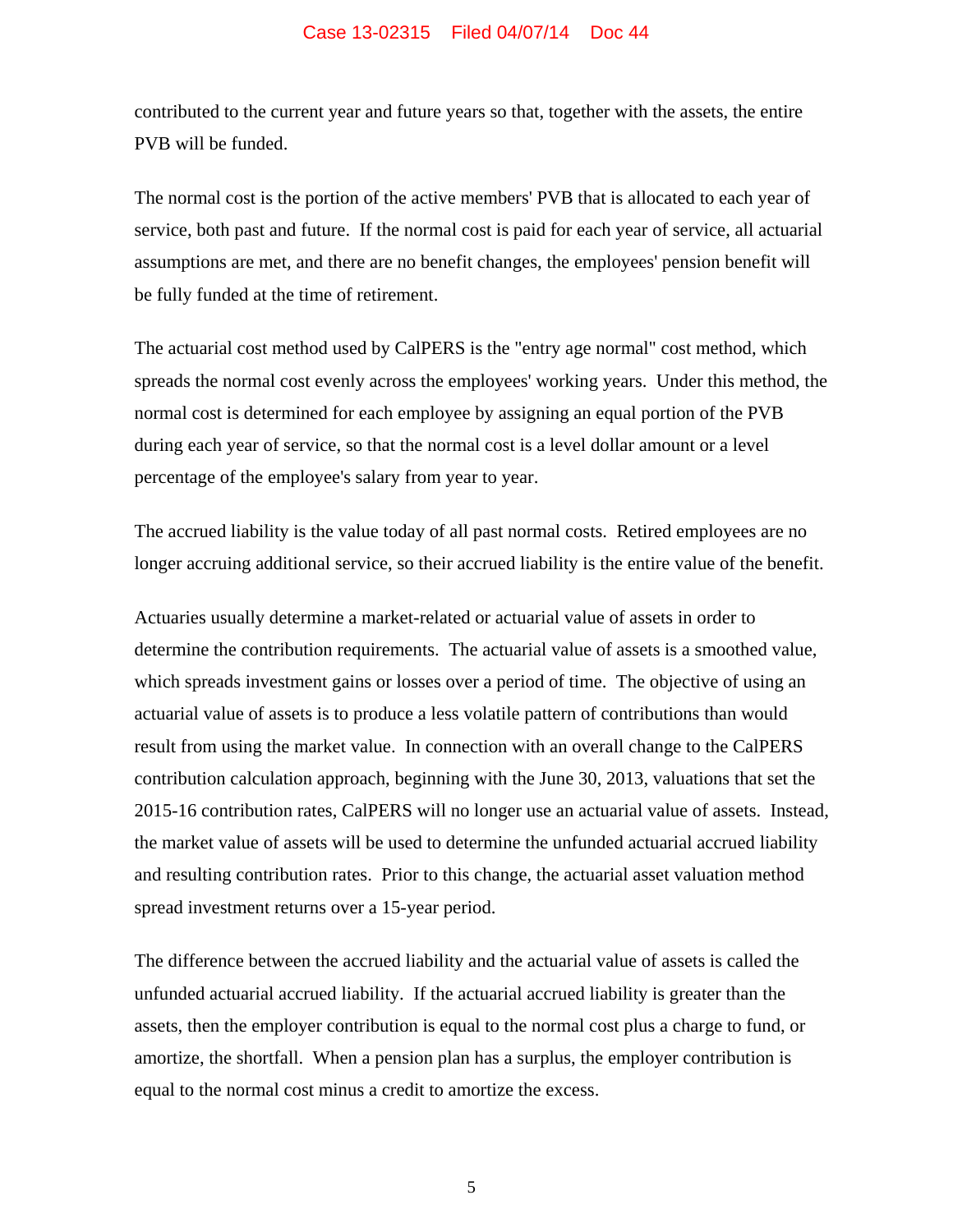contributed to the current year and future years so that, together with the assets, the entire PVB will be funded.

The normal cost is the portion of the active members' PVB that is allocated to each year of service, both past and future. If the normal cost is paid for each year of service, all actuarial assumptions are met, and there are no benefit changes, the employees' pension benefit will be fully funded at the time of retirement.

The actuarial cost method used by CalPERS is the "entry age normal" cost method, which spreads the normal cost evenly across the employees' working years. Under this method, the normal cost is determined for each employee by assigning an equal portion of the PVB during each year of service, so that the normal cost is a level dollar amount or a level percentage of the employee's salary from year to year.

The accrued liability is the value today of all past normal costs. Retired employees are no longer accruing additional service, so their accrued liability is the entire value of the benefit.

Actuaries usually determine a market-related or actuarial value of assets in order to determine the contribution requirements. The actuarial value of assets is a smoothed value, which spreads investment gains or losses over a period of time. The objective of using an actuarial value of assets is to produce a less volatile pattern of contributions than would result from using the market value. In connection with an overall change to the CalPERS contribution calculation approach, beginning with the June 30, 2013, valuations that set the 2015-16 contribution rates, CalPERS will no longer use an actuarial value of assets. Instead, the market value of assets will be used to determine the unfunded actuarial accrued liability and resulting contribution rates. Prior to this change, the actuarial asset valuation method spread investment returns over a 15-year period.

The difference between the accrued liability and the actuarial value of assets is called the unfunded actuarial accrued liability. If the actuarial accrued liability is greater than the assets, then the employer contribution is equal to the normal cost plus a charge to fund, or amortize, the shortfall. When a pension plan has a surplus, the employer contribution is equal to the normal cost minus a credit to amortize the excess.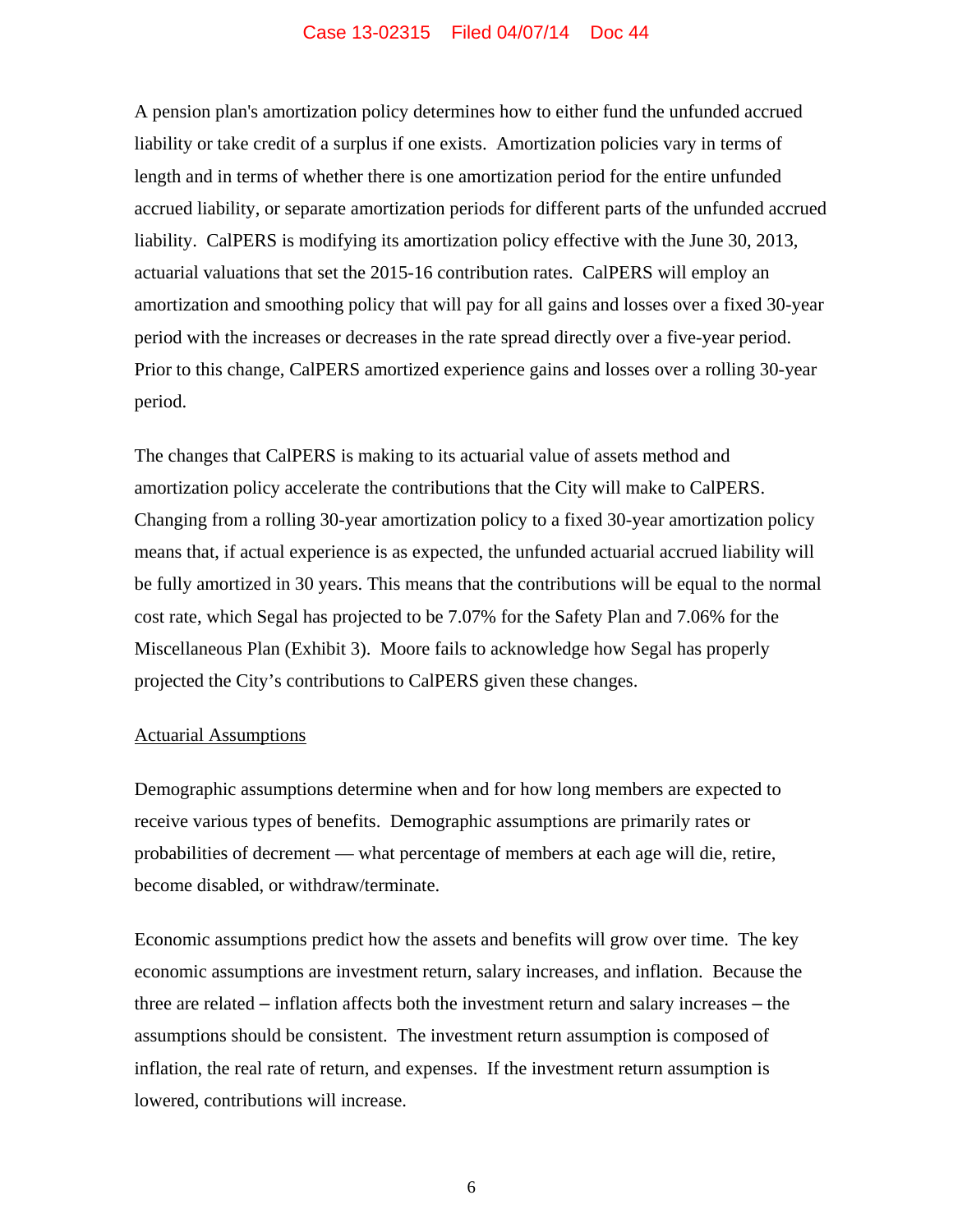A pension plan's amortization policy determines how to either fund the unfunded accrued liability or take credit of a surplus if one exists. Amortization policies vary in terms of length and in terms of whether there is one amortization period for the entire unfunded accrued liability, or separate amortization periods for different parts of the unfunded accrued liability. CalPERS is modifying its amortization policy effective with the June 30, 2013, actuarial valuations that set the 2015-16 contribution rates. CalPERS will employ an amortization and smoothing policy that will pay for all gains and losses over a fixed 30-year period with the increases or decreases in the rate spread directly over a five-year period. Prior to this change, CalPERS amortized experience gains and losses over a rolling 30-year period.

The changes that CalPERS is making to its actuarial value of assets method and amortization policy accelerate the contributions that the City will make to CalPERS. Changing from a rolling 30-year amortization policy to a fixed 30-year amortization policy means that, if actual experience is as expected, the unfunded actuarial accrued liability will be fully amortized in 30 years. This means that the contributions will be equal to the normal cost rate, which Segal has projected to be 7.07% for the Safety Plan and 7.06% for the Miscellaneous Plan (Exhibit 3). Moore fails to acknowledge how Segal has properly projected the City's contributions to CalPERS given these changes.

<u>Actuarial Assumptions</u>

Demographic assumptions determine when and for how long members are expected to receive various types of benefits. Demographic assumptions are primarily rates or probabilities of decrement — what percentage of members at each age will die, retire, become disabled, or withdraw/terminate.

Economic assumptions predict how the assets and benefits will grow over time. The key economic assumptions are investment return, salary increases, and inflation. Because the three are related – inflation affects both the investment return and salary increases – the assumptions should be consistent. The investment return assumption is composed of inflation, the real rate of return, and expenses. If the investment return assumption is lowered, contributions will increase.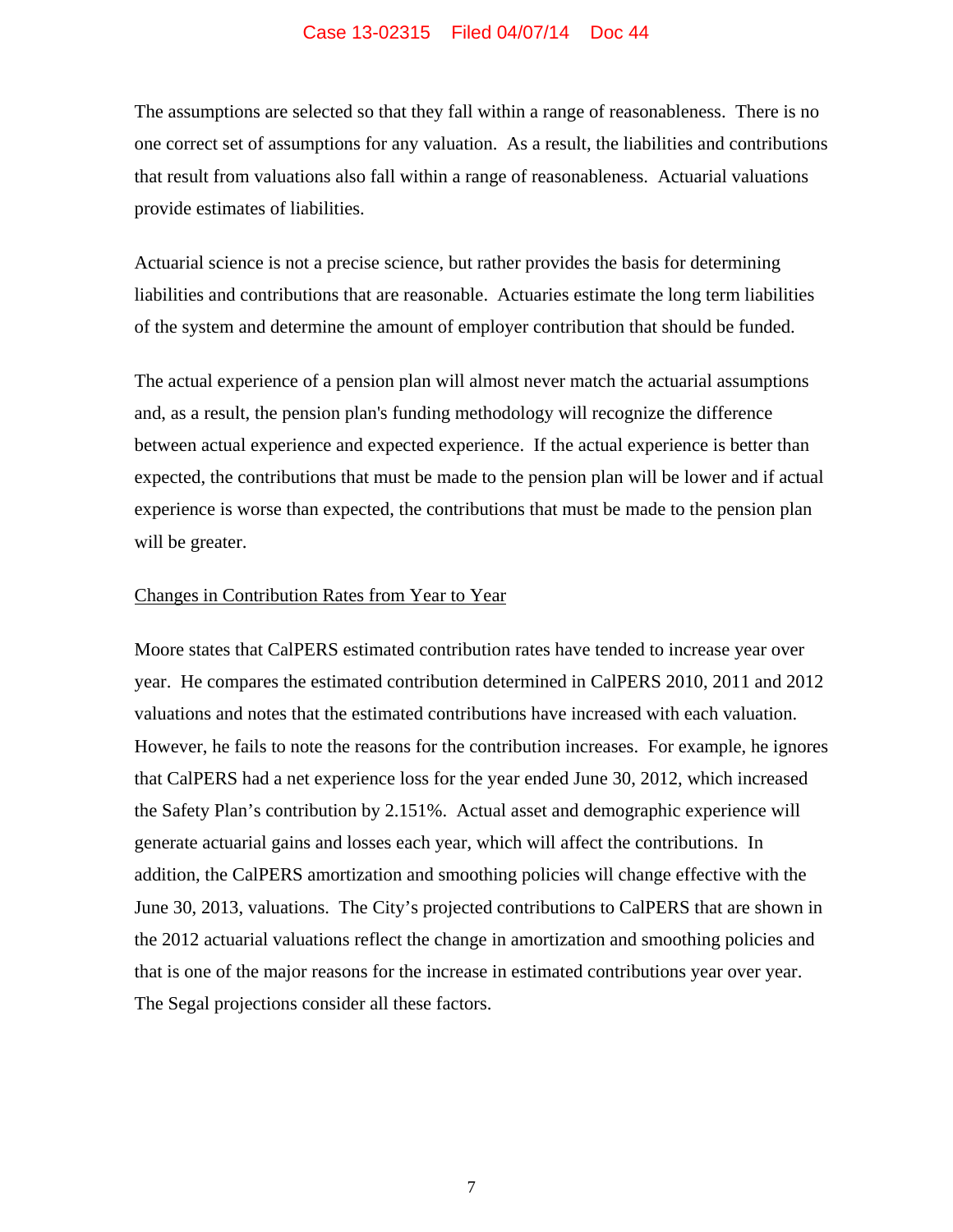The assumptions are selected so that they fall within a range of reasonableness. There is no one correct set of assumptions for any valuation. As a result, the liabilities and contributions that result from valuations also fall within a range of reasonableness. Actuarial valuations provide estimates of liabilities.

Actuarial science is not a precise science, but rather provides the basis for determining liabilities and contributions that are reasonable. Actuaries estimate the long term liabilities of the system and determine the amount of employer contribution that should be funded.

The actual experience of a pension plan will almost never match the actuarial assumptions and, as a result, the pension plan's funding methodology will recognize the difference between actual experience and expected experience. If the actual experience is better than expected, the contributions that must be made to the pension plan will be lower and if actual experience is worse than expected, the contributions that must be made to the pension plan will be greater.

<u>Changes in Contribution Rates from Year to Year</u>

Moore states that CalPERS estimated contribution rates have tended to increase year over year. He compares the estimated contribution determined in CalPERS 2010, 2011 and 2012 valuations and notes that the estimated contributions have increased with each valuation. However, he fails to note the reasons for the contribution increases. For example, he ignores that CalPERS had a net experience loss for the year ended June 30, 2012, which increased the Safety Plan's contribution by 2.151%. Actual asset and demographic experience will generate actuarial gains and losses each year, which will affect the contributions. In addition, the CalPERS amortization and smoothing policies will change effective with the June 30, 2013, valuations. The City's projected contributions to CalPERS that are shown in the 2012 actuarial valuations reflect the change in amortization and smoothing policies and that is one of the major reasons for the increase in estimated contributions year over year. The Segal projections consider all these factors.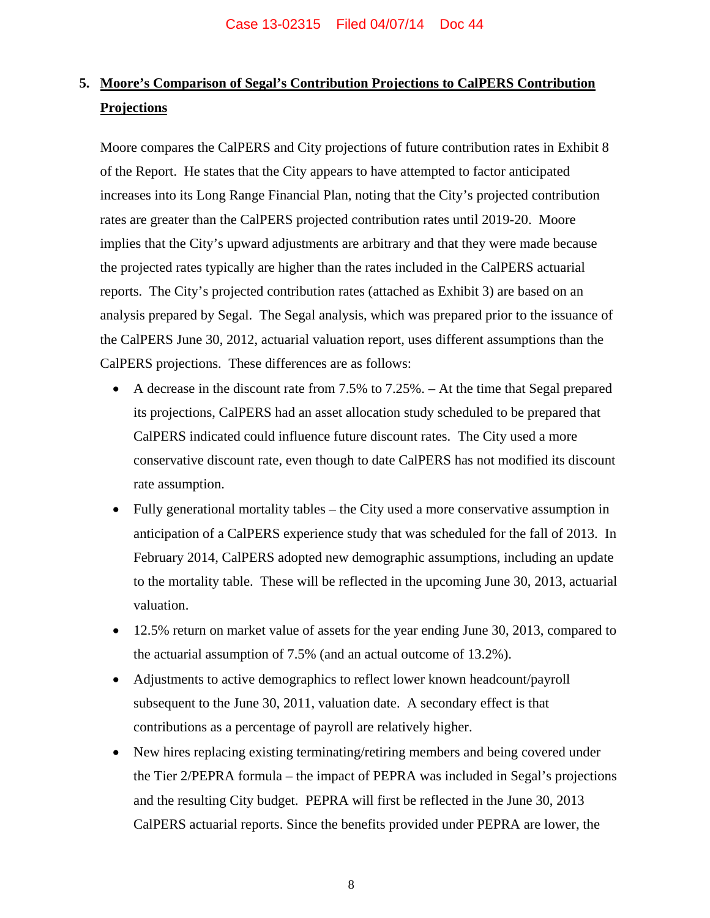## 5. Moore's Comparison of Segal's Contribution Projections to CalPERS Contribution Projections

Moore compares the CalPERS and City projections of future contribution rates in Exhibit 8 of the Report. He states that the City appears to have attempted to factor anticipated increases into its Long Range Financial Plan, noting that the City's projected contribution rates are greater than the CalPERS projected contribution rates until 2019-20. Moore implies that the City's upward adjustments are arbitrary and that they were made because the projected rates typically are higher than the rates included in the CalPERS actuarial reports. The City's projected contribution rates (attached as Exhibit 3) are based on an analysis prepared by Segal. The Segal analysis, which was prepared prior to the issuance of the CalPERS June 30, 2012, actuarial valuation report, uses different assumptions than the CalPERS projections. These differences are as follows:

- A decrease in the discount rate from 7.5% to 7.25%. – At the time that Segal prepared its projections, CalPERS had an asset allocation study scheduled to be prepared that CalPERS indicated could influence future discount rates. The City used a more conservative discount rate, even though to date CalPERS has not modified its discount rate assumption.
- Fully generational mortality tables – the City used a more conservative assumption in anticipation of a CalPERS experience study that was scheduled for the fall of 2013. In February 2014, CalPERS adopted new demographic assumptions, including an update to the mortality table. These will be reflected in the upcoming June 30, 2013, actuarial valuation.
- 12.5% return on market value of assets for the year ending June 30, 2013, compared to the actuarial assumption of 7.5% (and an actual outcome of 13.2%).
- Adjustments to active demographics to reflect lower known headcount/payroll subsequent to the June 30, 2011, valuation date. A secondary effect is that contributions as a percentage of payroll are relatively higher.
- New hires replacing existing terminating/retiring members and being covered under the Tier 2/PEPRA formula – the impact of PEPRA was included in Segal's projections and the resulting City budget. PEPRA will first be reflected in the June 30, 2013 CalPERS actuarial reports. Since the benefits provided under PEPRA are lower, the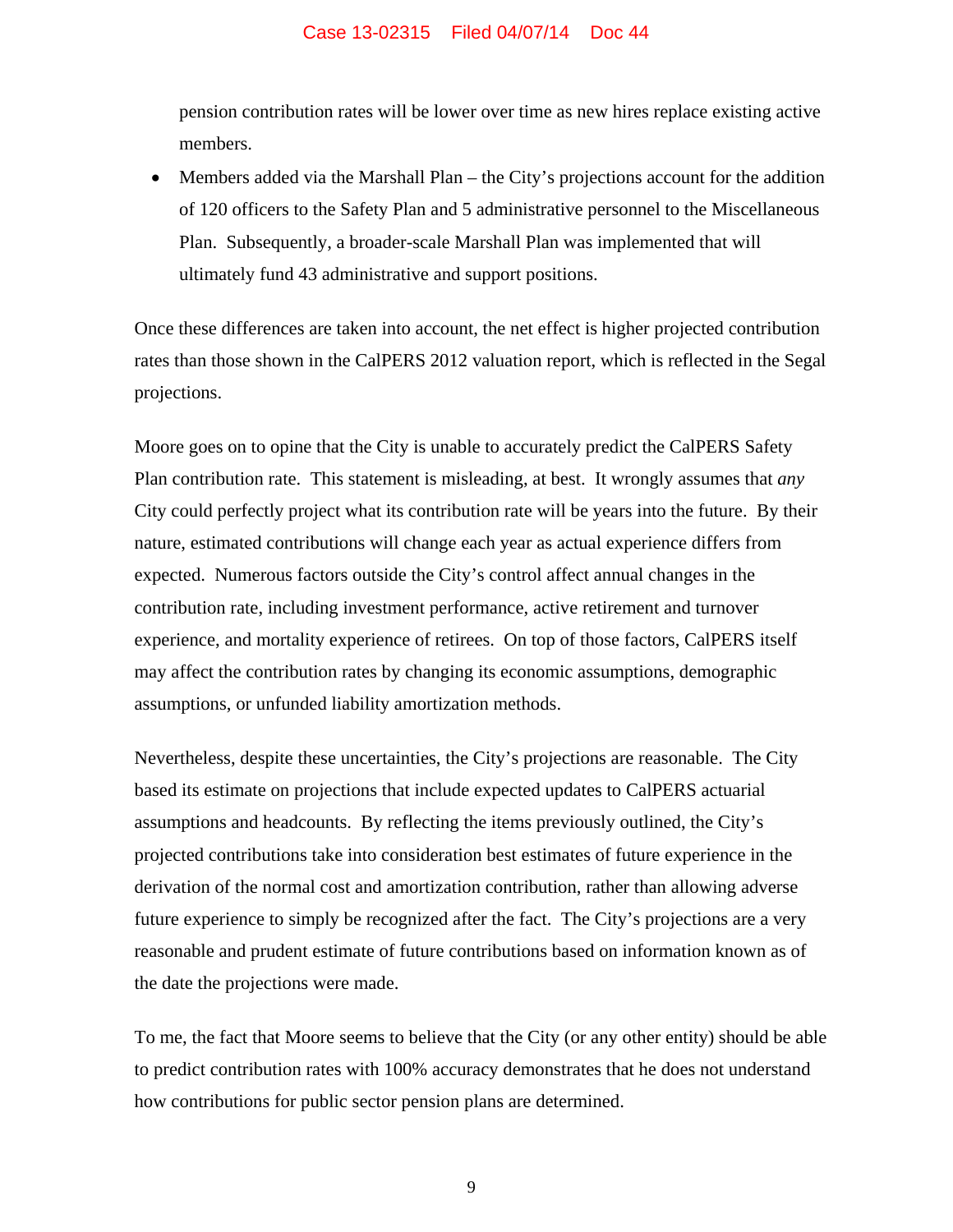pension contribution rates will be lower over time as new hires replace existing active members.

- Members added via the Marshall Plan – the City's projections account for the addition of 120 officers to the Safety Plan and 5 administrative personnel to the Miscellaneous Plan. Subsequently, a broader-scale Marshall Plan was implemented that will ultimately fund 43 administrative and support positions.

Once these differences are taken into account, the net effect is higher projected contribution rates than those shown in the CalPERS 2012 valuation report, which is reflected in the Segal projections.

Moore goes on to opine that the City is unable to accurately predict the CalPERS Safety Plan contribution rate. This statement is misleading, at best. It wrongly assumes that *any* City could perfectly project what its contribution rate will be years into the future. By their nature, estimated contributions will change each year as actual experience differs from expected. Numerous factors outside the City's control affect annual changes in the contribution rate, including investment performance, active retirement and turnover experience, and mortality experience of retirees. On top of those factors, CalPERS itself may affect the contribution rates by changing its economic assumptions, demographic assumptions, or unfunded liability amortization methods.

Nevertheless, despite these uncertainties, the City's projections are reasonable. The City based its estimate on projections that include expected updates to CalPERS actuarial assumptions and headcounts. By reflecting the items previously outlined, the City's projected contributions take into consideration best estimates of future experience in the derivation of the normal cost and amortization contribution, rather than allowing adverse future experience to simply be recognized after the fact. The City's projections are a very reasonable and prudent estimate of future contributions based on information known as of the date the projections were made.

To me, the fact that Moore seems to believe that the City (or any other entity) should be able to predict contribution rates with 100% accuracy demonstrates that he does not understand how contributions for public sector pension plans are determined.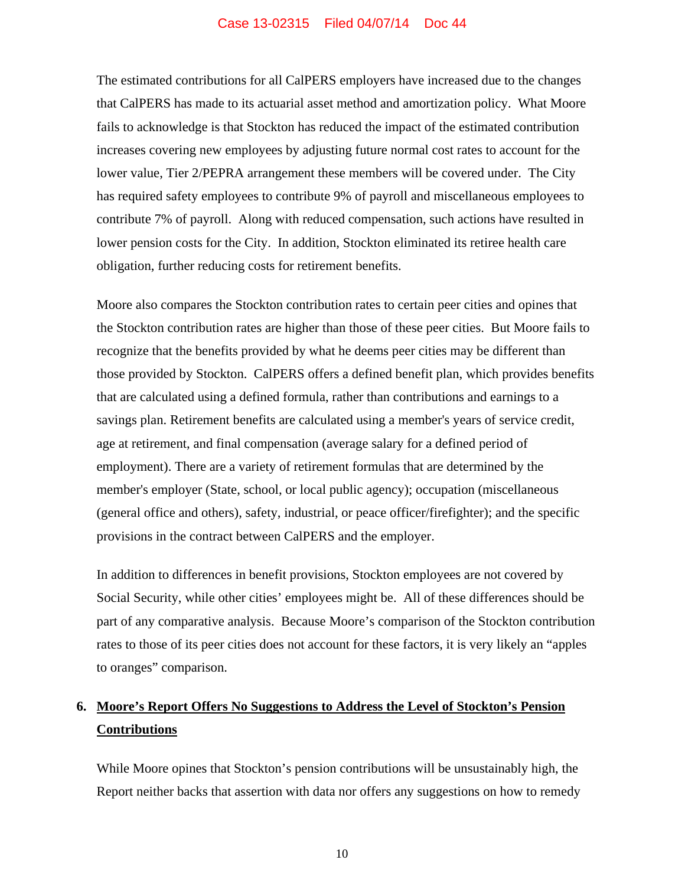The estimated contributions for all CalPERS employers have increased due to the changes that CalPERS has made to its actuarial asset method and amortization policy. What Moore fails to acknowledge is that Stockton has reduced the impact of the estimated contribution increases covering new employees by adjusting future normal cost rates to account for the lower value, Tier 2/PEPRA arrangement these members will be covered under. The City has required safety employees to contribute 9% of payroll and miscellaneous employees to contribute 7% of payroll. Along with reduced compensation, such actions have resulted in lower pension costs for the City. In addition, Stockton eliminated its retiree health care obligation, further reducing costs for retirement benefits.

Moore also compares the Stockton contribution rates to certain peer cities and opines that the Stockton contribution rates are higher than those of these peer cities. But Moore fails to recognize that the benefits provided by what he deems peer cities may be different than those provided by Stockton. CalPERS offers a defined benefit plan, which provides benefits that are calculated using a defined formula, rather than contributions and earnings to a savings plan. Retirement benefits are calculated using a member's years of service credit, age at retirement, and final compensation (average salary for a defined period of employment). There are a variety of retirement formulas that are determined by the member's employer (State, school, or local public agency); occupation (miscellaneous (general office and others), safety, industrial, or peace officer/firefighter); and the specific provisions in the contract between CalPERS and the employer.

In addition to differences in benefit provisions, Stockton employees are not covered by Social Security, while other cities' employees might be. All of these differences should be part of any comparative analysis. Because Moore's comparison of the Stockton contribution rates to those of its peer cities does not account for these factors, it is very likely an "apples to oranges" comparison.

## 6. Moore's Report Offers No Suggestions to Address the Level of Stockton's Pension Contributions

While Moore opines that Stockton's pension contributions will be unsustainably high, the Report neither backs that assertion with data nor offers any suggestions on how to remedy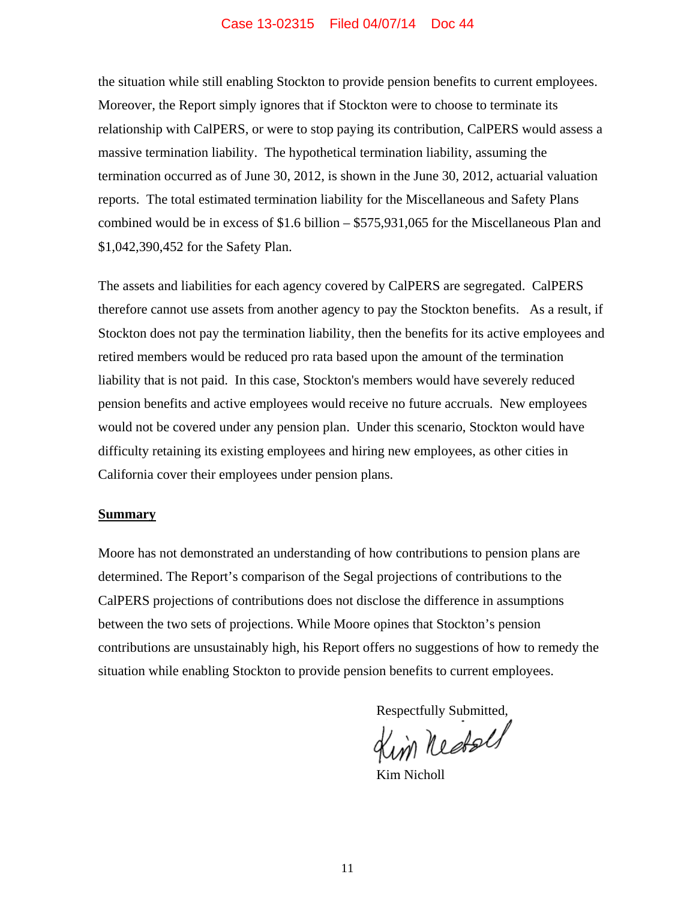the situation while still enabling Stockton to provide pension benefits to current employees. Moreover, the Report simply ignores that if Stockton were to choose to terminate its relationship with CalPERS, or were to stop paying its contribution, CalPERS would assess a massive termination liability. The hypothetical termination liability, assuming the termination occurred as of June 30, 2012, is shown in the June 30, 2012, actuarial valuation reports. The total estimated termination liability for the Miscellaneous and Safety Plans combined would be in excess of $1.6 billion – $575,931,065 for the Miscellaneous Plan and $1,042,390,452 for the Safety Plan.

The assets and liabilities for each agency covered by CalPERS are segregated. CalPERS therefore cannot use assets from another agency to pay the Stockton benefits. As a result, if Stockton does not pay the termination liability, then the benefits for its active employees and retired members would be reduced pro rata based upon the amount of the termination liability that is not paid. In this case, Stockton's members would have severely reduced pension benefits and active employees would receive no future accruals. New employees would not be covered under any pension plan. Under this scenario, Stockton would have difficulty retaining its existing employees and hiring new employees, as other cities in California cover their employees under pension plans.

**Summary**

Moore has not demonstrated an understanding of how contributions to pension plans are determined. The Report's comparison of the Segal projections of contributions to the CalPERS projections of contributions does not disclose the difference in assumptions between the two sets of projections. While Moore opines that Stockton's pension contributions are unsustainably high, his Report offers no suggestions of how to remedy the situation while enabling Stockton to provide pension benefits to current employees.

Respectfully Submitted,

Kim Nicholl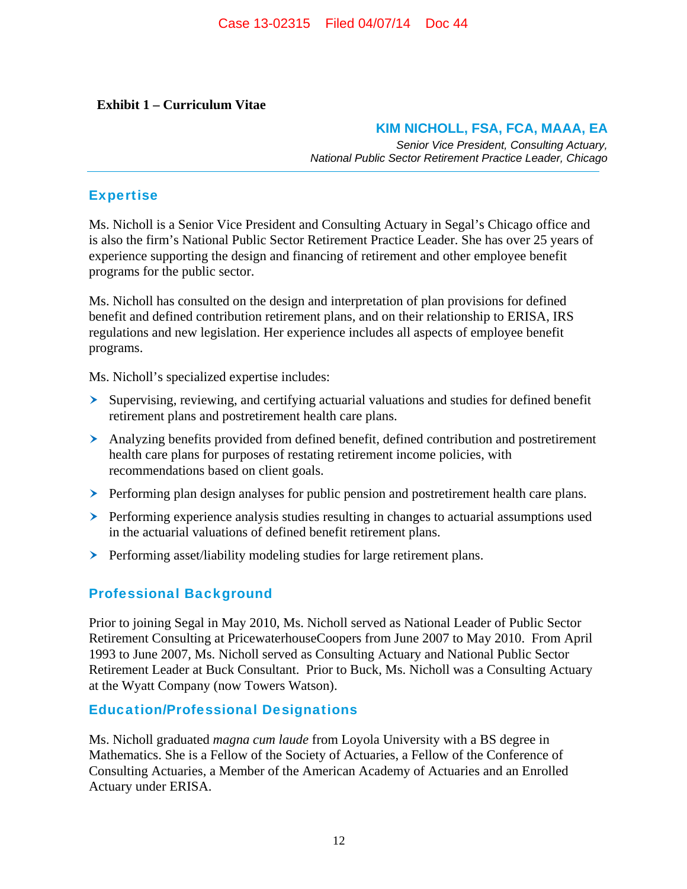**Exhibit 1 – Curriculum Vitae**

## KIM NICHOLL, FSA, FCA, MAAA, EA

*Senior Vice President, Consulting Actuary, National Public Sector Retirement Practice Leader, Chicago*

---

## Expertise

Ms. Nicholl is a Senior Vice President and Consulting Actuary in Segal's Chicago office and is also the firm's National Public Sector Retirement Practice Leader. She has over 25 years of experience supporting the design and financing of retirement and other employee benefit programs for the public sector.

Ms. Nicholl has consulted on the design and interpretation of plan provisions for defined benefit and defined contribution retirement plans, and on their relationship to ERISA, IRS regulations and new legislation. Her experience includes all aspects of employee benefit programs.

Ms. Nicholl's specialized expertise includes:

- Supervising, reviewing, and certifying actuarial valuations and studies for defined benefit retirement plans and postretirement health care plans.
- Analyzing benefits provided from defined benefit, defined contribution and postretirement health care plans for purposes of restating retirement income policies, with recommendations based on client goals.
- Performing plan design analyses for public pension and postretirement health care plans.
- Performing experience analysis studies resulting in changes to actuarial assumptions used in the actuarial valuations of defined benefit retirement plans.
- Performing asset/liability modeling studies for large retirement plans.

## Professional Background

Prior to joining Segal in May 2010, Ms. Nicholl served as National Leader of Public Sector Retirement Consulting at PricewaterhouseCoopers from June 2007 to May 2010. From April 1993 to June 2007, Ms. Nicholl served as Consulting Actuary and National Public Sector Retirement Leader at Buck Consultant. Prior to Buck, Ms. Nicholl was a Consulting Actuary at the Wyatt Company (now Towers Watson).

## Education/Professional Designations

Ms. Nicholl graduated *magna cum laude* from Loyola University with a BS degree in Mathematics. She is a Fellow of the Society of Actuaries, a Fellow of the Conference of Consulting Actuaries, a Member of the American Academy of Actuaries and an Enrolled Actuary under ERISA.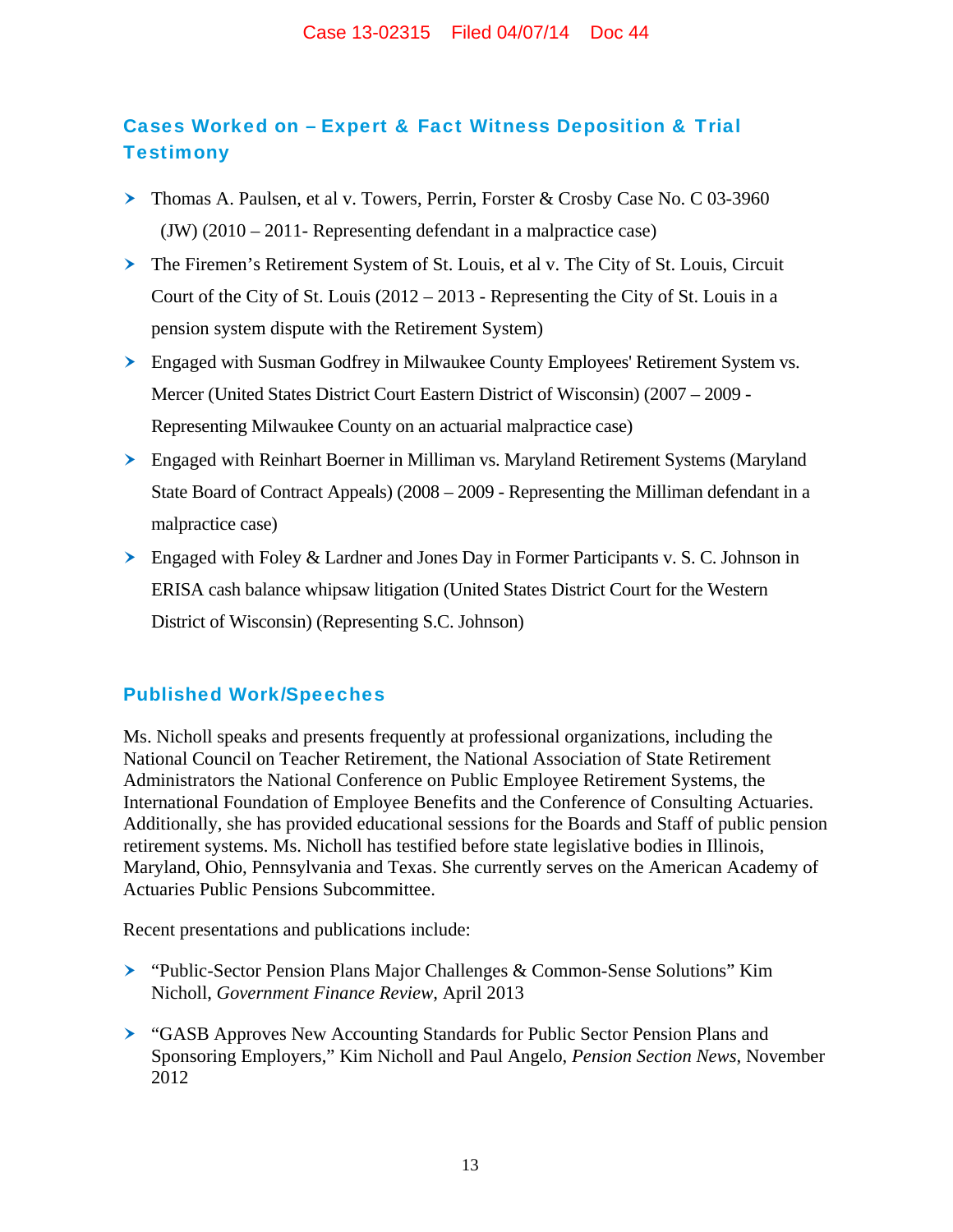## Cases Worked on – Expert & Fact Witness Deposition & Trial Testimony

- Thomas A. Paulsen, et al v. Towers, Perrin, Forster & Crosby Case No. C 03-3960 (JW) (2010 – 2011- Representing defendant in a malpractice case)
- The Firemen's Retirement System of St. Louis, et al v. The City of St. Louis, Circuit Court of the City of St. Louis (2012 – 2013 - Representing the City of St. Louis in a pension system dispute with the Retirement System)
- Engaged with Susman Godfrey in Milwaukee County Employees' Retirement System vs. Mercer (United States District Court Eastern District of Wisconsin) (2007 – 2009 - Representing Milwaukee County on an actuarial malpractice case)
- Engaged with Reinhart Boerner in Milliman vs. Maryland Retirement Systems (Maryland State Board of Contract Appeals) (2008 – 2009 - Representing the Milliman defendant in a malpractice case)
- Engaged with Foley & Lardner and Jones Day in Former Participants v. S. C. Johnson in ERISA cash balance whipsaw litigation (United States District Court for the Western District of Wisconsin) (Representing S.C. Johnson)

## Published Work/Speeches

Ms. Nicholl speaks and presents frequently at professional organizations, including the National Council on Teacher Retirement, the National Association of State Retirement Administrators the National Conference on Public Employee Retirement Systems, the International Foundation of Employee Benefits and the Conference of Consulting Actuaries. Additionally, she has provided educational sessions for the Boards and Staff of public pension retirement systems. Ms. Nicholl has testified before state legislative bodies in Illinois, Maryland, Ohio, Pennsylvania and Texas. She currently serves on the American Academy of Actuaries Public Pensions Subcommittee.

Recent presentations and publications include:

- "Public-Sector Pension Plans Major Challenges & Common-Sense Solutions" Kim Nicholl, *Government Finance Review*, April 2013
- "GASB Approves New Accounting Standards for Public Sector Pension Plans and Sponsoring Employers," Kim Nicholl and Paul Angelo, *Pension Section News*, November 2012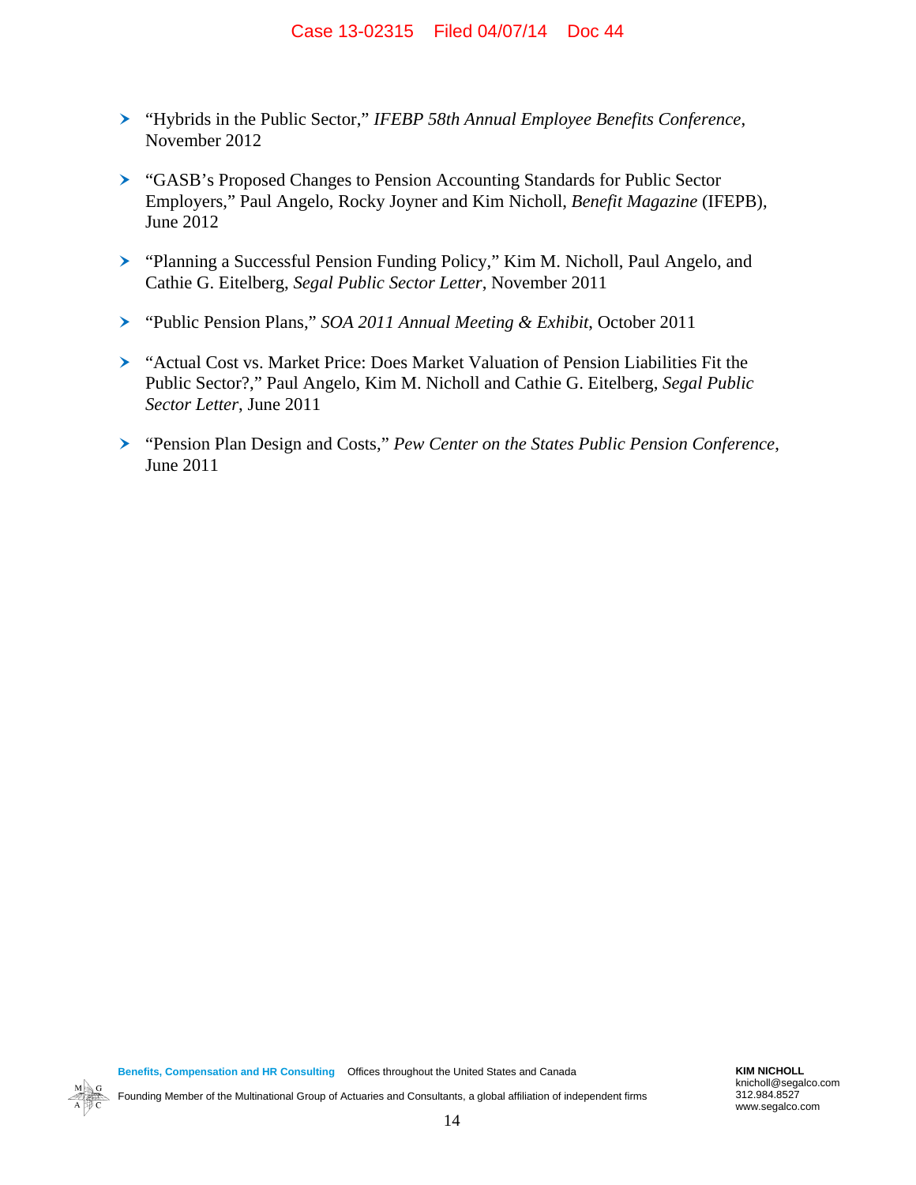- “Hybrids in the Public Sector,” *IFEBP 58th Annual Employee Benefits Conference*, November 2012

- “GASB’s Proposed Changes to Pension Accounting Standards for Public Sector Employers,” Paul Angelo, Rocky Joyner and Kim Nicholl, *Benefit Magazine* (IFEPB), June 2012

- “Planning a Successful Pension Funding Policy,” Kim M. Nicholl, Paul Angelo, and Cathie G. Eitelberg, *Segal Public Sector Letter*, November 2011

- “Public Pension Plans,” *SOA 2011 Annual Meeting & Exhibit*, October 2011

- “Actual Cost vs. Market Price: Does Market Valuation of Pension Liabilities Fit the Public Sector?,” Paul Angelo, Kim M. Nicholl and Cathie G. Eitelberg, *Segal Public Sector Letter*, June 2011

- “Pension Plan Design and Costs,” *Pew Center on the States Public Pension Conference*, June 2011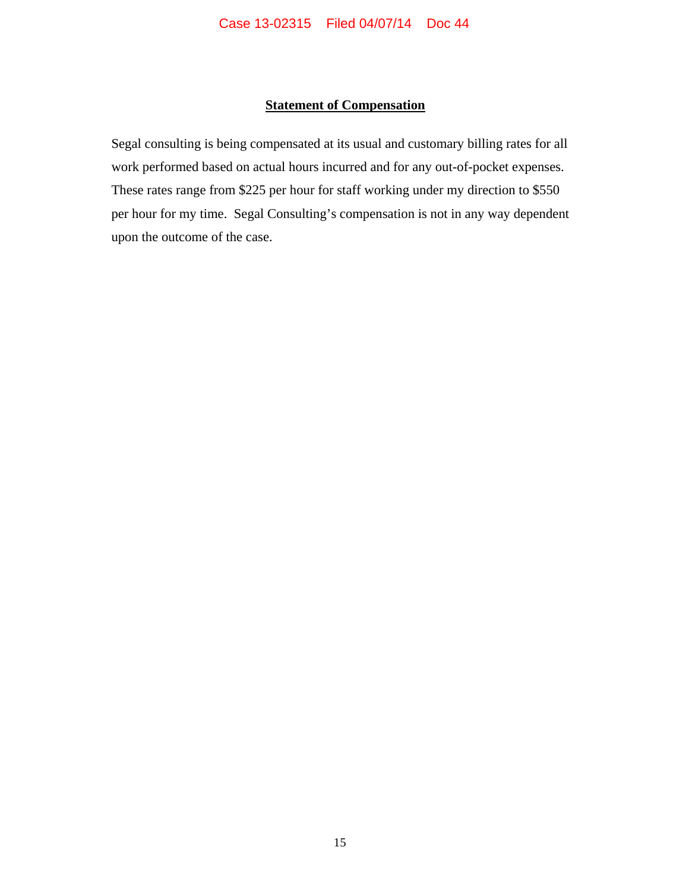**Statement of Compensation**

Segal consulting is being compensated at its usual and customary billing rates for all work performed based on actual hours incurred and for any out-of-pocket expenses. These rates range from $225 per hour for staff working under my direction to $550 per hour for my time. Segal Consulting's compensation is not in any way dependent upon the outcome of the case.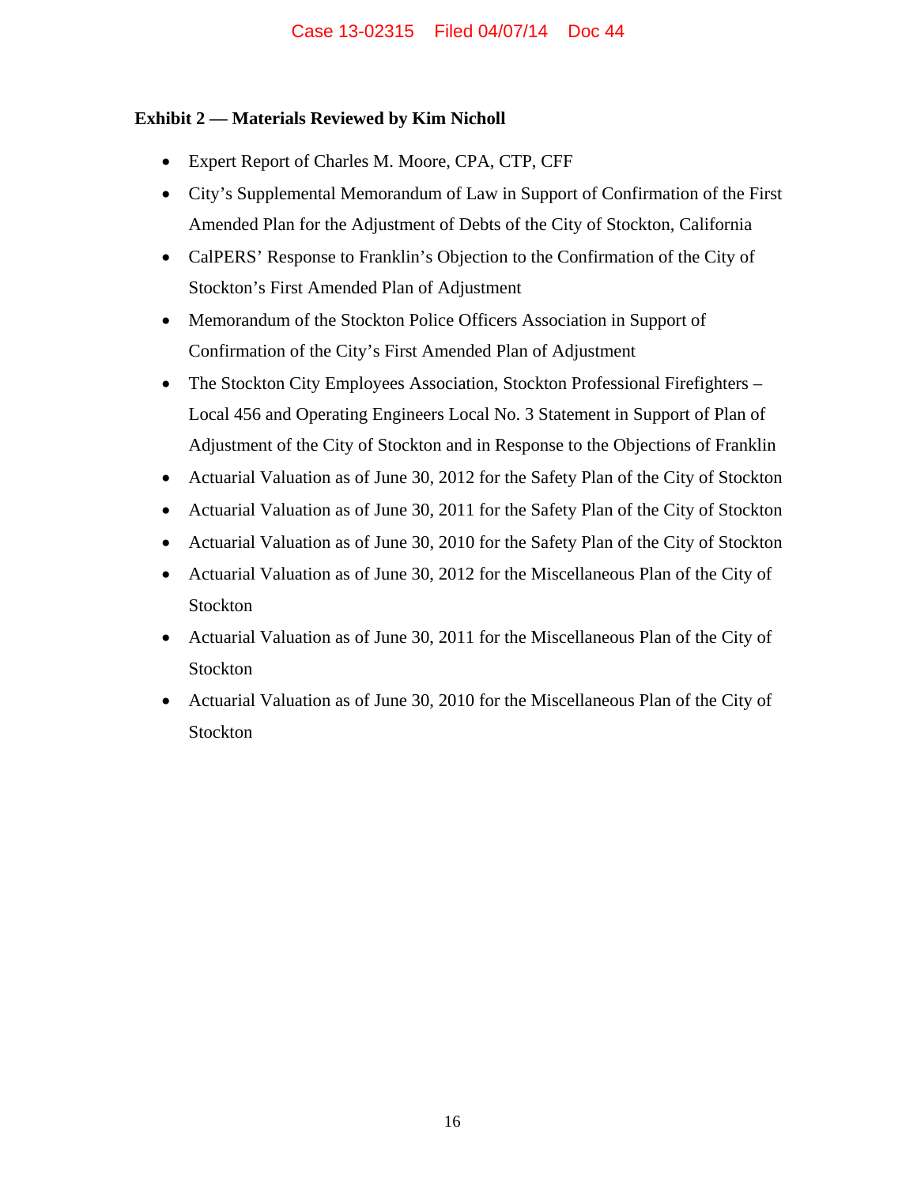**Exhibit 2 — Materials Reviewed by Kim Nicholl**

- Expert Report of Charles M. Moore, CPA, CTP, CFF
- City's Supplemental Memorandum of Law in Support of Confirmation of the First Amended Plan for the Adjustment of Debts of the City of Stockton, California
- CalPERS' Response to Franklin's Objection to the Confirmation of the City of Stockton's First Amended Plan of Adjustment
- Memorandum of the Stockton Police Officers Association in Support of Confirmation of the City's First Amended Plan of Adjustment
- The Stockton City Employees Association, Stockton Professional Firefighters – Local 456 and Operating Engineers Local No. 3 Statement in Support of Plan of Adjustment of the City of Stockton and in Response to the Objections of Franklin
- Actuarial Valuation as of June 30, 2012 for the Safety Plan of the City of Stockton
- Actuarial Valuation as of June 30, 2011 for the Safety Plan of the City of Stockton
- Actuarial Valuation as of June 30, 2010 for the Safety Plan of the City of Stockton
- Actuarial Valuation as of June 30, 2012 for the Miscellaneous Plan of the City of Stockton
- Actuarial Valuation as of June 30, 2011 for the Miscellaneous Plan of the City of Stockton
- Actuarial Valuation as of June 30, 2010 for the Miscellaneous Plan of the City of Stockton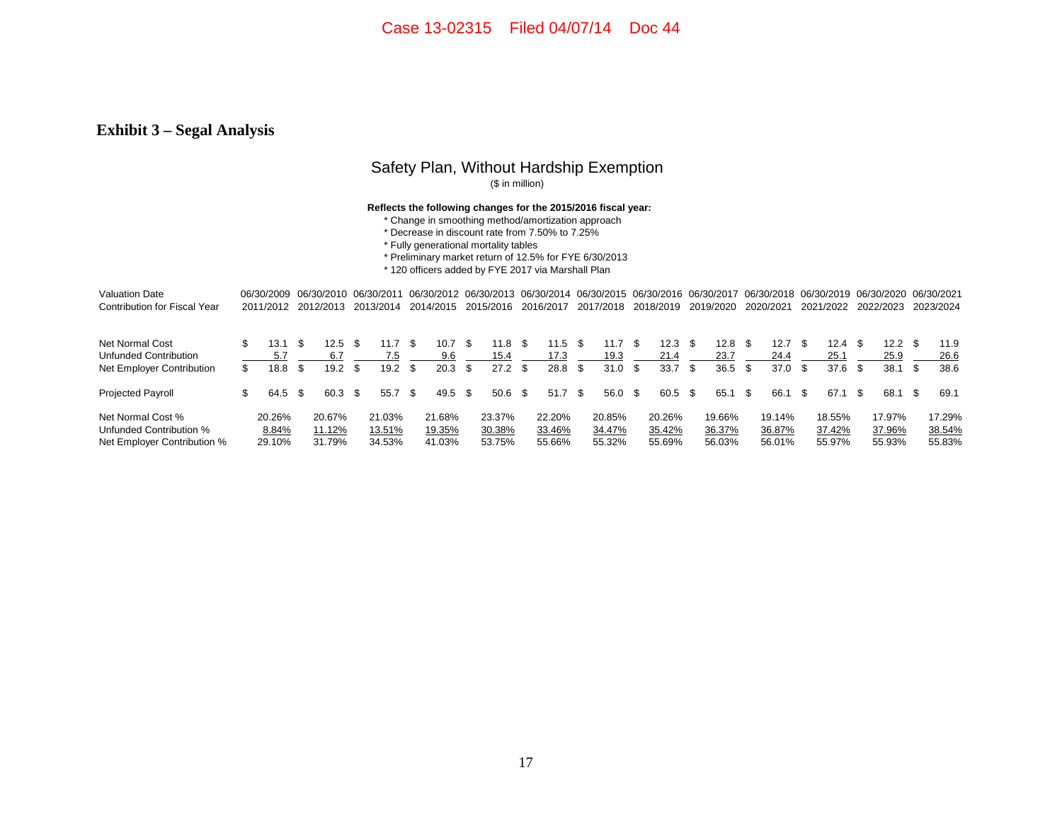Case 13-02315 Filed 04/07/14 Doc 44

## Exhibit 3 – Segal Analysis

### Safety Plan, Without Hardship Exemption

($ in million)

**Reflects the following changes for the 2015/2016 fiscal year:**

* Change in smoothing method/amortization approach
* Decrease in discount rate from 7.50% to 7.25%
* Fully generational mortality tables
* Preliminary market return of 12.5% for FYE 6/30/2013
* 120 officers added by FYE 2017 via Marshall Plan

| Valuation Date | 06/30/2009 | 06/30/2010 | 06/30/2011 | 06/30/2012 | 06/30/2013 | 06/30/2014 | 06/30/2015 | 06/30/2016 | 06/30/2017 | 06/30/2018 | 06/30/2019 | 06/30/2020 | 06/30/2021 |
|---|---|---|---|---|---|---|---|---|---|---|---|---|---|
| Contribution for Fiscal Year | 2011/2012 | 2012/2013 | 2013/2014 | 2014/2015 | 2015/2016 | 2016/2017 | 2017/2018 | 2018/2019 | 2019/2020 | 2020/2021 | 2021/2022 | 2022/2023 | 2023/2024 |
| Net Normal Cost | $ 13.1 | $ 12.5 | $ 11.7 | $ 10.7 | $ 11.8 | $ 11.5 | $ 11.7 | $ 12.3 | $ 12.8 | $ 12.7 | $ 12.4 | $ 12.2 | $ 11.9 |
| Unfunded Contribution | 5.7 | 6.7 | 7.5 | 9.6 | 15.4 | 17.3 | 19.3 | 21.4 | 23.7 | 24.4 | 25.1 | 25.9 | 26.6 |
| Net Employer Contribution | $ 18.8 | $ 19.2 | $ 19.2 | $ 20.3 | $ 27.2 | $ 28.8 | $ 31.0 | $ 33.7 | $ 36.5 | $ 37.0 | $ 37.6 | $ 38.1 | $ 38.6 |
| Projected Payroll | $ 64.5 | $ 60.3 | $ 55.7 | $ 49.5 | $ 50.6 | $ 51.7 | $ 56.0 | $ 60.5 | $ 65.1 | $ 66.1 | $ 67.1 | $ 68.1 | $ 69.1 |
| Net Normal Cost % | 20.26% | 20.67% | 21.03% | 21.68% | 23.37% | 22.20% | 20.85% | 20.26% | 19.66% | 19.14% | 18.55% | 17.97% | 17.29% |
| Unfunded Contribution % | 8.84% | 11.12% | 13.51% | 19.35% | 30.38% | 33.46% | 34.47% | 35.42% | 36.37% | 36.87% | 37.42% | 37.96% | 38.54% |
| Net Employer Contribution % | 29.10% | 31.79% | 34.53% | 41.03% | 53.75% | 55.66% | 55.32% | 55.69% | 56.03% | 56.01% | 55.97% | 55.93% | 55.83% |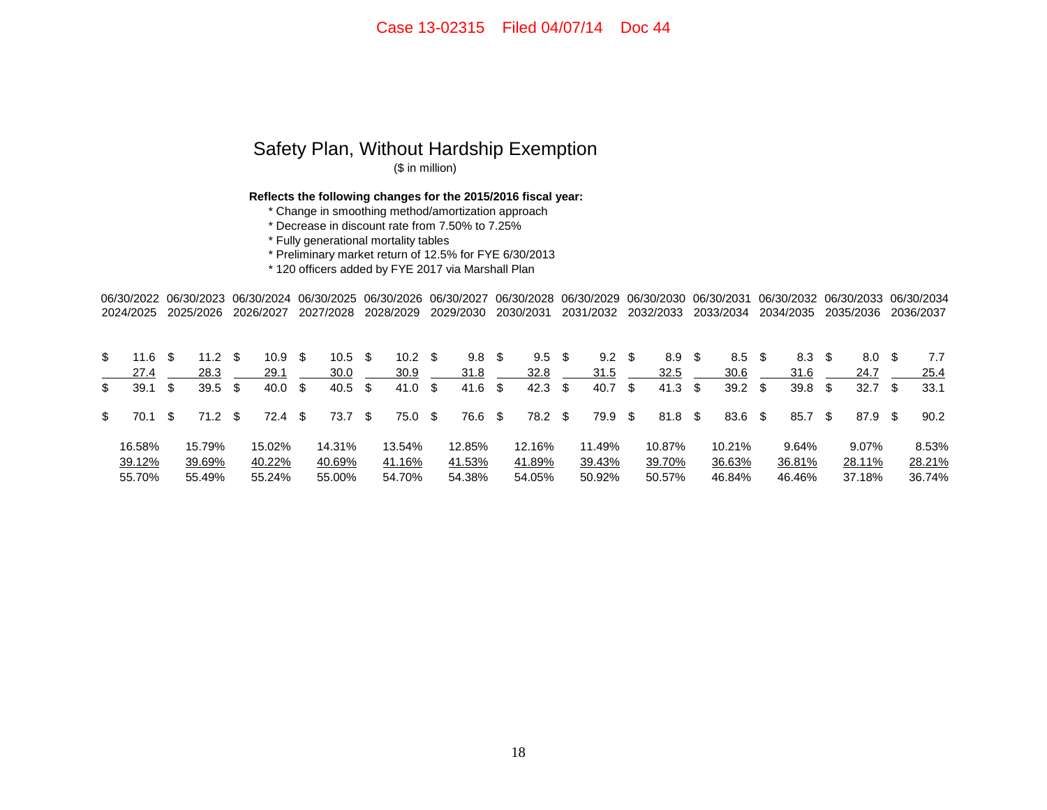## Safety Plan, Without Hardship Exemption

($ in million)

**Reflects the following changes for the 2015/2016 fiscal year:**

* Change in smoothing method/amortization approach
* Decrease in discount rate from 7.50% to 7.25%
* Fully generational mortality tables
* Preliminary market return of 12.5% for FYE 6/30/2013
* 120 officers added by FYE 2017 via Marshall Plan

| 06/30/2022 2024/2025 | 06/30/2023 2025/2026 | 06/30/2024 2026/2027 | 06/30/2025 2027/2028 | 06/30/2026 2028/2029 | 06/30/2027 2029/2030 | 06/30/2028 2030/2031 | 06/30/2029 2031/2032 | 06/30/2030 2032/2033 | 06/30/2031 2033/2034 | 06/30/2032 2034/2035 | 06/30/2033 2035/2036 | 06/30/2034 2036/2037 |
|---|---|---|---|---|---|---|---|---|---|---|---|---|
| $ 11.6 | $ 11.2 | $ 10.9 | $ 10.5 | $ 10.2 | $ 9.8 | $ 9.5 | $ 9.2 | $ 8.9 | $ 8.5 | $ 8.3 | $ 8.0 | $ 7.7 |
| 27.4 | 28.3 | 29.1 | 30.0 | 30.9 | 31.8 | 32.8 | 31.5 | 32.5 | 30.6 | 31.6 | 24.7 | 25.4 |
| $ 39.1 | $ 39.5 | $ 40.0 | $ 40.5 | $ 41.0 | $ 41.6 | $ 42.3 | $ 40.7 | $ 41.3 | $ 39.2 | $ 39.8 | $ 32.7 | $ 33.1 |
| | | | | | | | | | | | | |
| $ 70.1 | $ 71.2 | $ 72.4 | $ 73.7 | $ 75.0 | $ 76.6 | $ 78.2 | $ 79.9 | $ 81.8 | $ 83.6 | $ 85.7 | $ 87.9 | $ 90.2 |
| | | | | | | | | | | | | |
| 16.58% | 15.79% | 15.02% | 14.31% | 13.54% | 12.85% | 12.16% | 11.49% | 10.87% | 10.21% | 9.64% | 9.07% | 8.53% |
| 39.12% | 39.69% | 40.22% | 40.69% | 41.16% | 41.53% | 41.89% | 39.43% | 39.70% | 36.63% | 36.81% | 28.11% | 28.21% |
| 55.70% | 55.49% | 55.24% | 55.00% | 54.70% | 54.38% | 54.05% | 50.92% | 50.57% | 46.84% | 46.46% | 37.18% | 36.74% |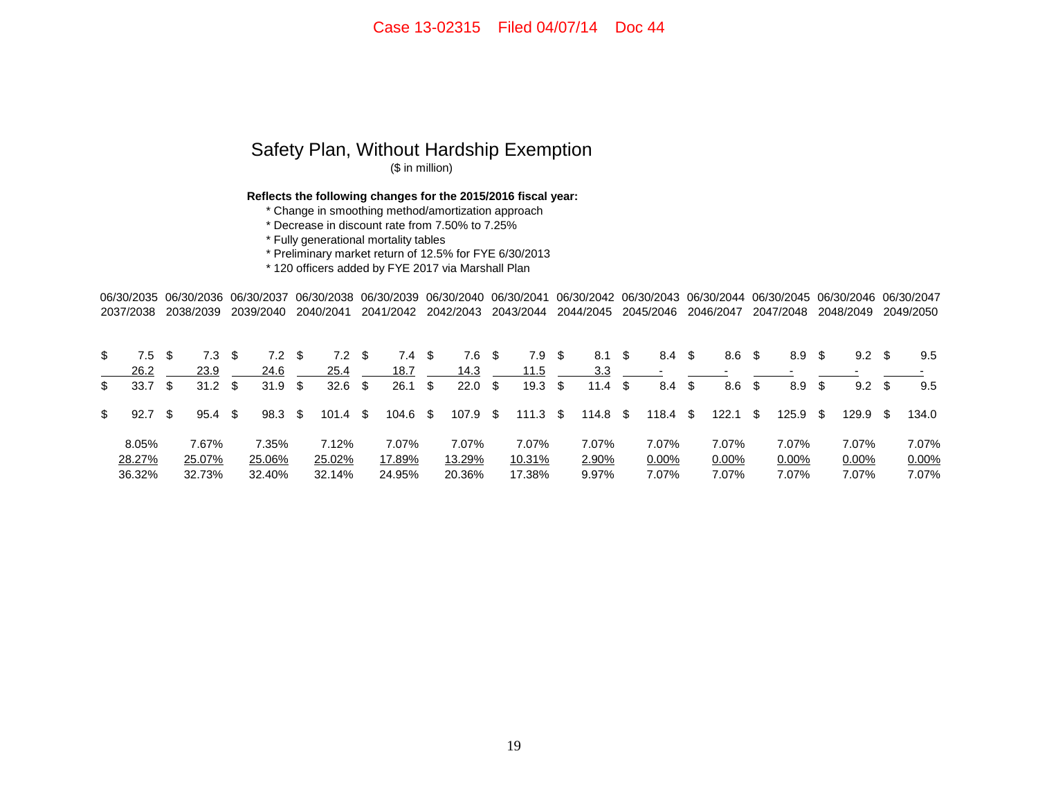Case 13-02315 Filed 04/07/14 Doc 44

# Safety Plan, Without Hardship Exemption

($ in million)

**Reflects the following changes for the 2015/2016 fiscal year:**

* Change in smoothing method/amortization approach
* Decrease in discount rate from 7.50% to 7.25%
* Fully generational mortality tables
* Preliminary market return of 12.5% for FYE 6/30/2013
* 120 officers added by FYE 2017 via Marshall Plan

| 06/30/2035<br>2037/2038 | 06/30/2036<br>2038/2039 | 06/30/2037<br>2039/2040 | 06/30/2038<br>2040/2041 | 06/30/2039<br>2041/2042 | 06/30/2040<br>2042/2043 | 06/30/2041<br>2043/2044 | 06/30/2042<br>2044/2045 | 06/30/2043<br>2045/2046 | 06/30/2044<br>2046/2047 | 06/30/2045<br>2047/2048 | 06/30/2046<br>2048/2049 | 06/30/2047<br>2049/2050 |
|---|---|---|---|---|---|---|---|---|---|---|---|---|
| $ 7.5 | $ 7.3 | $ 7.2 | $ 7.2 | $ 7.4 | $ 7.6 | $ 7.9 | $ 8.1 | $ 8.4 | $ 8.6 | $ 8.9 | $ 9.2 | $ 9.5 |
| 26.2 | 23.9 | 24.6 | 25.4 | 18.7 | 14.3 | 11.5 | 3.3 | - | - | - | - | - |
| $ 33.7 | $ 31.2 | $ 31.9 | $ 32.6 | $ 26.1 | $ 22.0 | $ 19.3 | $ 11.4 | $ 8.4 | $ 8.6 | $ 8.9 | $ 9.2 | $ 9.5 |
| $ 92.7 | $ 95.4 | $ 98.3 | $ 101.4 | $ 104.6 | $ 107.9 | $ 111.3 | $ 114.8 | $ 118.4 | $ 122.1 | $ 125.9 | $ 129.9 | $ 134.0 |
| 8.05% | 7.67% | 7.35% | 7.12% | 7.07% | 7.07% | 7.07% | 7.07% | 7.07% | 7.07% | 7.07% | 7.07% | 7.07% |
| 28.27% | 25.07% | 25.06% | 25.02% | 17.89% | 13.29% | 10.31% | 2.90% | 0.00% | 0.00% | 0.00% | 0.00% | 0.00% |
| 36.32% | 32.73% | 32.40% | 32.14% | 24.95% | 20.36% | 17.38% | 9.97% | 7.07% | 7.07% | 7.07% | 7.07% | 7.07% |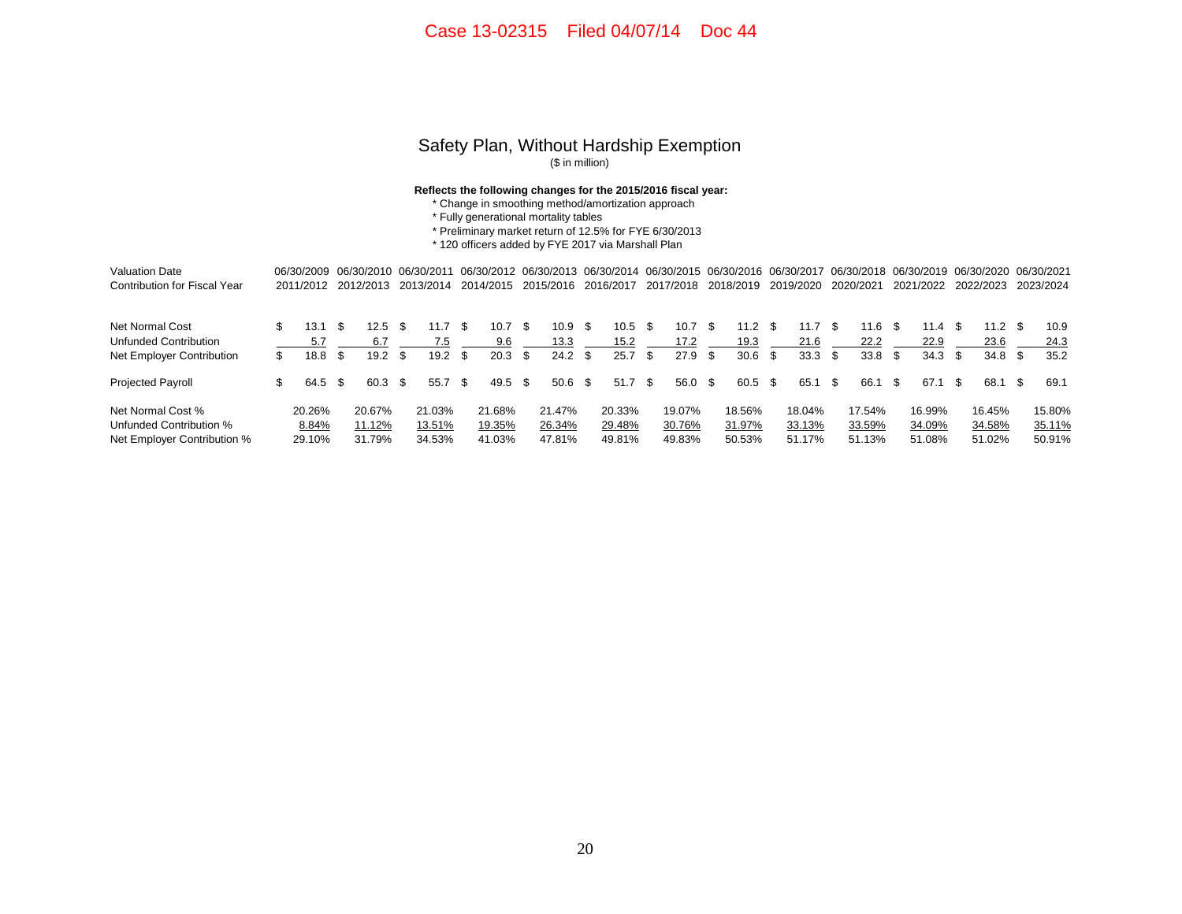## Safety Plan, Without Hardship Exemption

($ in million)

**Reflects the following changes for the 2015/2016 fiscal year:**

* Change in smoothing method/amortization approach
* Fully generational mortality tables
* Preliminary market return of 12.5% for FYE 6/30/2013
* 120 officers added by FYE 2017 via Marshall Plan

| Valuation Date | 06/30/2009 | 06/30/2010 | 06/30/2011 | 06/30/2012 | 06/30/2013 | 06/30/2014 | 06/30/2015 | 06/30/2016 | 06/30/2017 | 06/30/2018 | 06/30/2019 | 06/30/2020 | 06/30/2021 |
|---|---|---|---|---|---|---|---|---|---|---|---|---|---|
| Contribution for Fiscal Year | 2011/2012 | 2012/2013 | 2013/2014 | 2014/2015 | 2015/2016 | 2016/2017 | 2017/2018 | 2018/2019 | 2019/2020 | 2020/2021 | 2021/2022 | 2022/2023 | 2023/2024 |
| Net Normal Cost | $ 13.1 | $ 12.5 | $ 11.7 | $ 10.7 | $ 10.9 | $ 10.5 | $ 10.7 | $ 11.2 | $ 11.7 | $ 11.6 | $ 11.4 | $ 11.2 | $ 10.9 |
| Unfunded Contribution | 5.7 | 6.7 | 7.5 | 9.6 | 13.3 | 15.2 | 17.2 | 19.3 | 21.6 | 22.2 | 22.9 | 23.6 | 24.3 |
| Net Employer Contribution | $ 18.8 | $ 19.2 | $ 19.2 | $ 20.3 | $ 24.2 | $ 25.7 | $ 27.9 | $ 30.6 | $ 33.3 | $ 33.8 | $ 34.3 | $ 34.8 | $ 35.2 |
| Projected Payroll | $ 64.5 | $ 60.3 | $ 55.7 | $ 49.5 | $ 50.6 | $ 51.7 | $ 56.0 | $ 60.5 | $ 65.1 | $ 66.1 | $ 67.1 | $ 68.1 | $ 69.1 |
| Net Normal Cost % | 20.26% | 20.67% | 21.03% | 21.68% | 21.47% | 20.33% | 19.07% | 18.56% | 18.04% | 17.54% | 16.99% | 16.45% | 15.80% |
| Unfunded Contribution % | 8.84% | 11.12% | 13.51% | 19.35% | 26.34% | 29.48% | 30.76% | 31.97% | 33.13% | 33.59% | 34.09% | 34.58% | 35.11% |
| Net Employer Contribution % | 29.10% | 31.79% | 34.53% | 41.03% | 47.81% | 49.81% | 49.83% | 50.53% | 51.17% | 51.13% | 51.08% | 51.02% | 50.91% |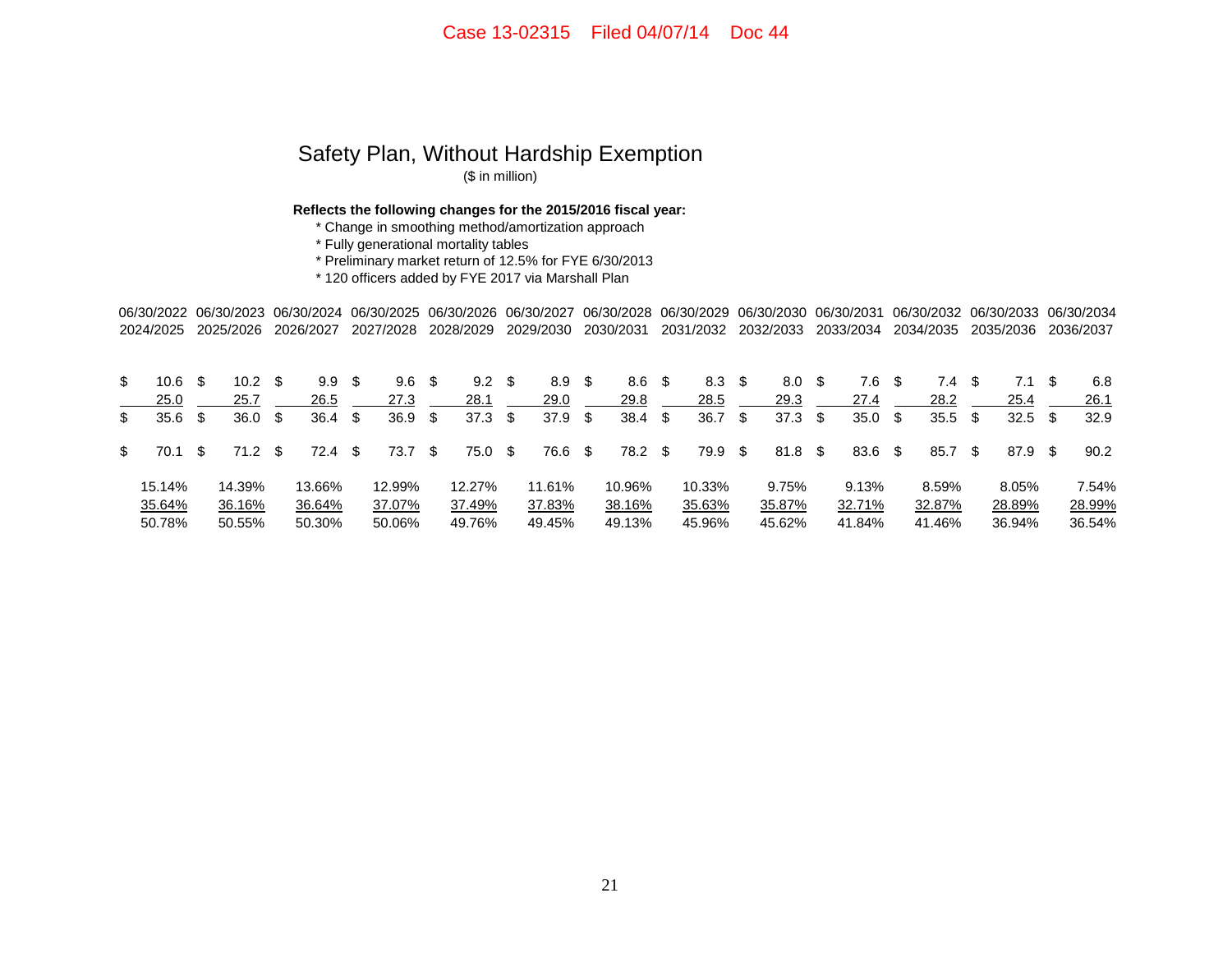# Safety Plan, Without Hardship Exemption

($ in million)

**Reflects the following changes for the 2015/2016 fiscal year:**

* Change in smoothing method/amortization approach
* Fully generational mortality tables
* Preliminary market return of 12.5% for FYE 6/30/2013
* 120 officers added by FYE 2017 via Marshall Plan

| 06/30/2022 2024/2025 | 06/30/2023 2025/2026 | 06/30/2024 2026/2027 | 06/30/2025 2027/2028 | 06/30/2026 2028/2029 | 06/30/2027 2029/2030 | 06/30/2028 2030/2031 | 06/30/2029 2031/2032 | 06/30/2030 2032/2033 | 06/30/2031 2033/2034 | 06/30/2032 2034/2035 | 06/30/2033 2035/2036 | 06/30/2034 2036/2037 |
|---|---|---|---|---|---|---|---|---|---|---|---|---|
| $ 10.6 | $ 10.2 | $ 9.9 | $ 9.6 | $ 9.2 | $ 8.9 | $ 8.6 | $ 8.3 | $ 8.0 | $ 7.6 | $ 7.4 | $ 7.1 | $ 6.8 |
| 25.0 | 25.7 | 26.5 | 27.3 | 28.1 | 29.0 | 29.8 | 28.5 | 29.3 | 27.4 | 28.2 | 25.4 | 26.1 |
| $ 35.6 | $ 36.0 | $ 36.4 | $ 36.9 | $ 37.3 | $ 37.9 | $ 38.4 | $ 36.7 | $ 37.3 | $ 35.0 | $ 35.5 | $ 32.5 | $ 32.9 |
| $ 70.1 | $ 71.2 | $ 72.4 | $ 73.7 | $ 75.0 | $ 76.6 | $ 78.2 | $ 79.9 | $ 81.8 | $ 83.6 | $ 85.7 | $ 87.9 | $ 90.2 |
| 15.14% | 14.39% | 13.66% | 12.99% | 12.27% | 11.61% | 10.96% | 10.33% | 9.75% | 9.13% | 8.59% | 8.05% | 7.54% |
| 35.64% | 36.16% | 36.64% | 37.07% | 37.49% | 37.83% | 38.16% | 35.63% | 35.87% | 32.71% | 32.87% | 28.89% | 28.99% |
| 50.78% | 50.55% | 50.30% | 50.06% | 49.76% | 49.45% | 49.13% | 45.96% | 45.62% | 41.84% | 41.46% | 36.94% | 36.54% |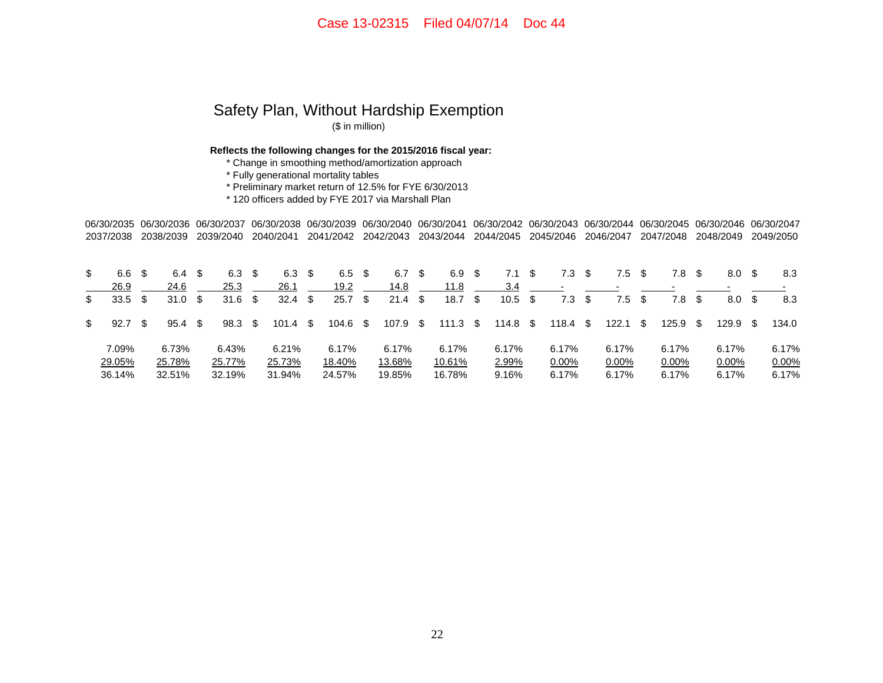Case 13-02315 Filed 04/07/14 Doc 44

# Safety Plan, Without Hardship Exemption

($ in million)

**Reflects the following changes for the 2015/2016 fiscal year:**

* Change in smoothing method/amortization approach
* Fully generational mortality tables
* Preliminary market return of 12.5% for FYE 6/30/2013
* 120 officers added by FYE 2017 via Marshall Plan

| 06/30/2035 2037/2038 | 06/30/2036 2038/2039 | 06/30/2037 2039/2040 | 06/30/2038 2040/2041 | 06/30/2039 2041/2042 | 06/30/2040 2042/2043 | 06/30/2041 2043/2044 | 06/30/2042 2044/2045 | 06/30/2043 2045/2046 | 06/30/2044 2046/2047 | 06/30/2045 2047/2048 | 06/30/2046 2048/2049 | 06/30/2047 2049/2050 |
|---|---|---|---|---|---|---|---|---|---|---|---|---|
| $ 6.6 | $ 6.4 | $ 6.3 | $ 6.3 | $ 6.5 | $ 6.7 | $ 6.9 | $ 7.1 | $ 7.3 | $ 7.5 | $ 7.8 | $ 8.0 | $ 8.3 |
| 26.9 | 24.6 | 25.3 | 26.1 | 19.2 | 14.8 | 11.8 | 3.4 | - | - | - | - | - |
| $ 33.5 | $ 31.0 | $ 31.6 | $ 32.4 | $ 25.7 | $ 21.4 | $ 18.7 | $ 10.5 | $ 7.3 | $ 7.5 | $ 7.8 | $ 8.0 | $ 8.3 |
| $ 92.7 | $ 95.4 | $ 98.3 | $ 101.4 | $ 104.6 | $ 107.9 | $ 111.3 | $ 114.8 | $ 118.4 | $ 122.1 | $ 125.9 | $ 129.9 | $ 134.0 |
| 7.09% | 6.73% | 6.43% | 6.21% | 6.17% | 6.17% | 6.17% | 6.17% | 6.17% | 6.17% | 6.17% | 6.17% | 6.17% |
| 29.05% | 25.78% | 25.77% | 25.73% | 18.40% | 13.68% | 10.61% | 2.99% | 0.00% | 0.00% | 0.00% | 0.00% | 0.00% |
| 36.14% | 32.51% | 32.19% | 31.94% | 24.57% | 19.85% | 16.78% | 9.16% | 6.17% | 6.17% | 6.17% | 6.17% | 6.17% |